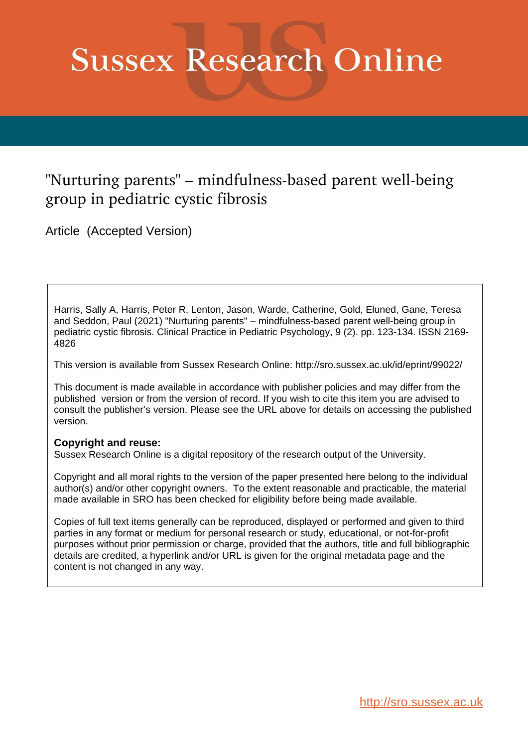# Sussex Research Online

# "Nurturing parents" – mindfulness-based parent well-being group in pediatric cystic fibrosis

Article (Accepted Version)

Harris, Sally A, Harris, Peter R, Lenton, Jason, Warde, Catherine, Gold, Eluned, Gane, Teresa and Seddon, Paul (2021) "Nurturing parents" – mindfulness-based parent well-being group in pediatric cystic fibrosis. Clinical Practice in Pediatric Psychology, 9 (2). pp. 123-134. ISSN 2169-4826

This version is available from Sussex Research Online: http://sro.sussex.ac.uk/id/eprint/99022/

This document is made available in accordance with publisher policies and may differ from the published version or from the version of record. If you wish to cite this item you are advised to consult the publisher's version. Please see the URL above for details on accessing the published version.

**Copyright and reuse:**
Sussex Research Online is a digital repository of the research output of the University.

Copyright and all moral rights to the version of the paper presented here belong to the individual author(s) and/or other copyright owners. To the extent reasonable and practicable, the material made available in SRO has been checked for eligibility before being made available.

Copies of full text items generally can be reproduced, displayed or performed and given to third parties in any format or medium for personal research or study, educational, or not-for-profit purposes without prior permission or charge, provided that the authors, title and full bibliographic details are credited, a hyperlink and/or URL is given for the original metadata page and the content is not changed in any way.

http://sro.sussex.ac.uk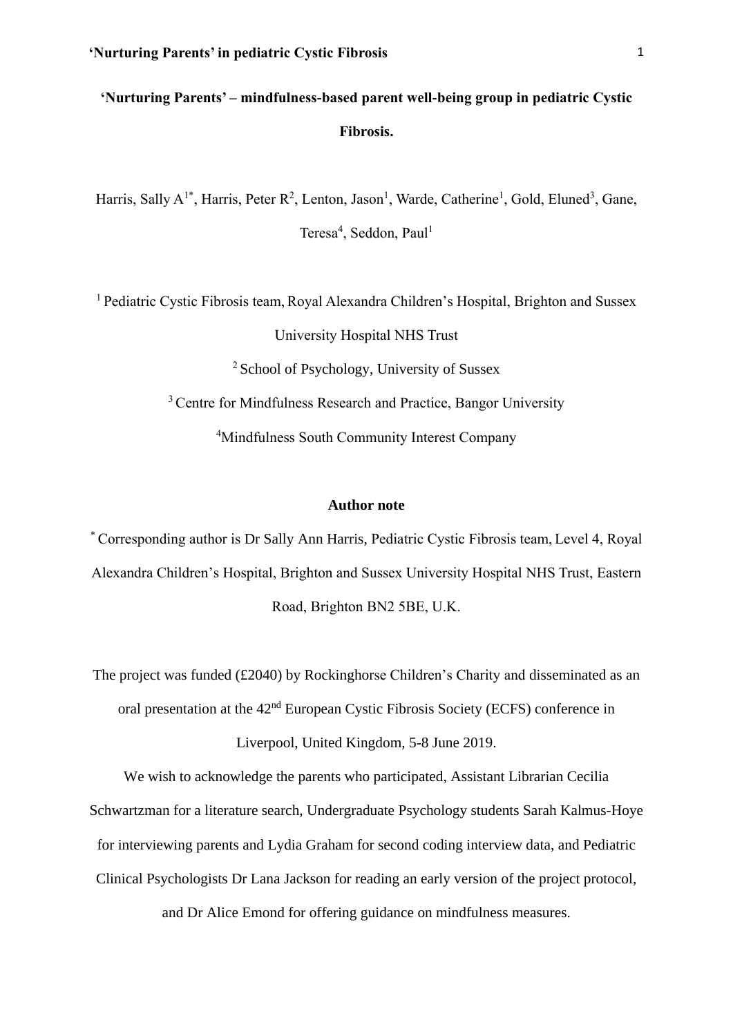# 'Nurturing Parents' – mindfulness-based parent well-being group in pediatric Cystic Fibrosis.

Harris, Sally A[1*], Harris, Peter R[2], Lenton, Jason[1], Warde, Catherine[1], Gold, Eluned[3], Gane, Teresa[4], Seddon, Paul[1]

[1] Pediatric Cystic Fibrosis team, Royal Alexandra Children's Hospital, Brighton and Sussex University Hospital NHS Trust

[2] School of Psychology, University of Sussex

[3] Centre for Mindfulness Research and Practice, Bangor University

[4] Mindfulness South Community Interest Company

## Author note

[*] Corresponding author is Dr Sally Ann Harris, Pediatric Cystic Fibrosis team, Level 4, Royal Alexandra Children's Hospital, Brighton and Sussex University Hospital NHS Trust, Eastern Road, Brighton BN2 5BE, U.K.

The project was funded (£2040) by Rockinghorse Children's Charity and disseminated as an oral presentation at the 42nd European Cystic Fibrosis Society (ECFS) conference in Liverpool, United Kingdom, 5-8 June 2019.

We wish to acknowledge the parents who participated, Assistant Librarian Cecilia Schwartzman for a literature search, Undergraduate Psychology students Sarah Kalmus-Hoye for interviewing parents and Lydia Graham for second coding interview data, and Pediatric Clinical Psychologists Dr Lana Jackson for reading an early version of the project protocol, and Dr Alice Emond for offering guidance on mindfulness measures.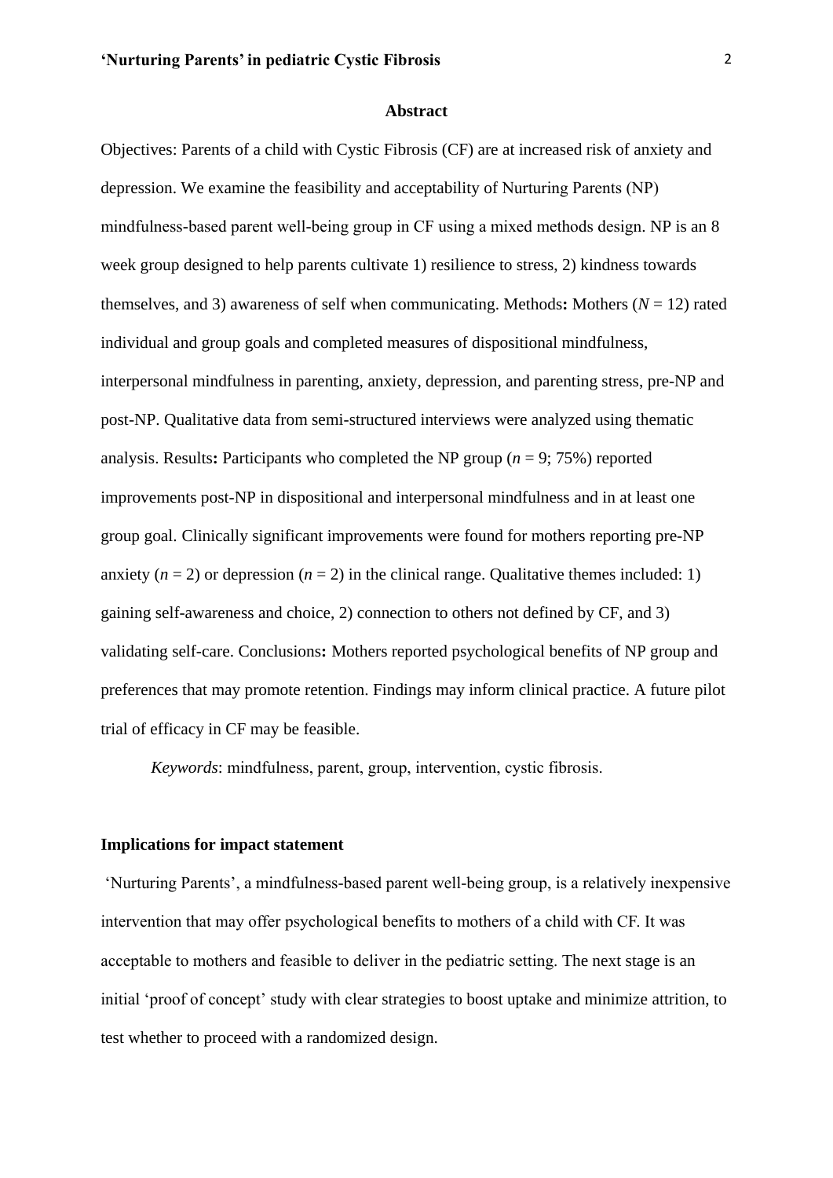## Abstract

Objectives: Parents of a child with Cystic Fibrosis (CF) are at increased risk of anxiety and depression. We examine the feasibility and acceptability of Nurturing Parents (NP) mindfulness-based parent well-being group in CF using a mixed methods design. NP is an 8 week group designed to help parents cultivate 1) resilience to stress, 2) kindness towards themselves, and 3) awareness of self when communicating. Methods**:** Mothers (*N* = 12) rated individual and group goals and completed measures of dispositional mindfulness, interpersonal mindfulness in parenting, anxiety, depression, and parenting stress, pre-NP and post-NP. Qualitative data from semi-structured interviews were analyzed using thematic analysis. Results**:** Participants who completed the NP group (*n* = 9; 75%) reported improvements post-NP in dispositional and interpersonal mindfulness and in at least one group goal. Clinically significant improvements were found for mothers reporting pre-NP anxiety (*n* = 2) or depression (*n* = 2) in the clinical range. Qualitative themes included: 1) gaining self-awareness and choice, 2) connection to others not defined by CF, and 3) validating self-care. Conclusions**:** Mothers reported psychological benefits of NP group and preferences that may promote retention. Findings may inform clinical practice. A future pilot trial of efficacy in CF may be feasible.

*Keywords*: mindfulness, parent, group, intervention, cystic fibrosis.

**Implications for impact statement**

'Nurturing Parents', a mindfulness-based parent well-being group, is a relatively inexpensive intervention that may offer psychological benefits to mothers of a child with CF. It was acceptable to mothers and feasible to deliver in the pediatric setting. The next stage is an initial 'proof of concept' study with clear strategies to boost uptake and minimize attrition, to test whether to proceed with a randomized design.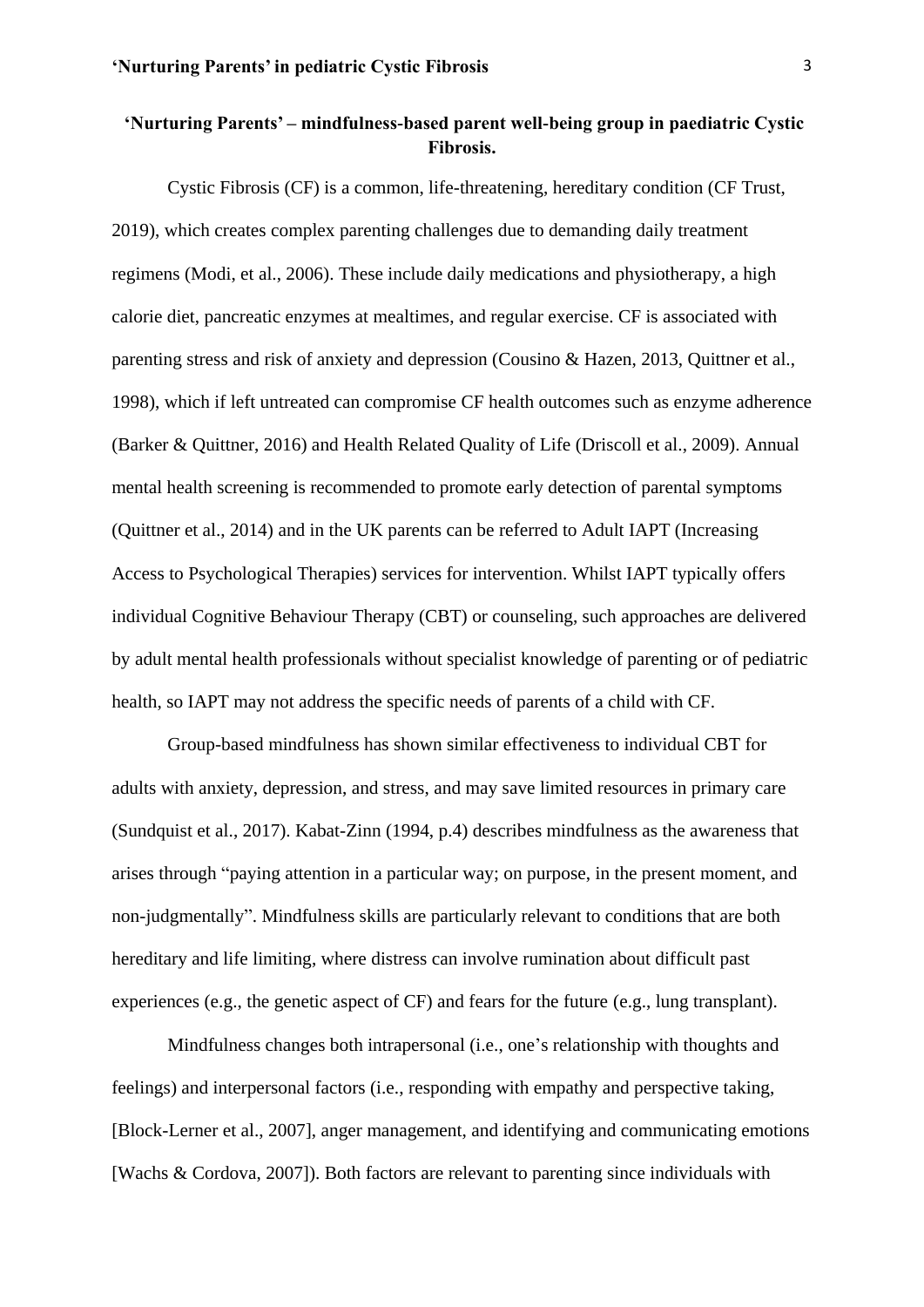**'Nurturing Parents' – mindfulness-based parent well-being group in paediatric Cystic Fibrosis.**

Cystic Fibrosis (CF) is a common, life-threatening, hereditary condition (CF Trust, 2019), which creates complex parenting challenges due to demanding daily treatment regimens (Modi, et al., 2006). These include daily medications and physiotherapy, a high calorie diet, pancreatic enzymes at mealtimes, and regular exercise. CF is associated with parenting stress and risk of anxiety and depression (Cousino & Hazen, 2013, Quittner et al., 1998), which if left untreated can compromise CF health outcomes such as enzyme adherence (Barker & Quittner, 2016) and Health Related Quality of Life (Driscoll et al., 2009). Annual mental health screening is recommended to promote early detection of parental symptoms (Quittner et al., 2014) and in the UK parents can be referred to Adult IAPT (Increasing Access to Psychological Therapies) services for intervention. Whilst IAPT typically offers individual Cognitive Behaviour Therapy (CBT) or counseling, such approaches are delivered by adult mental health professionals without specialist knowledge of parenting or of pediatric health, so IAPT may not address the specific needs of parents of a child with CF.

Group-based mindfulness has shown similar effectiveness to individual CBT for adults with anxiety, depression, and stress, and may save limited resources in primary care (Sundquist et al., 2017). Kabat-Zinn (1994, p.4) describes mindfulness as the awareness that arises through "paying attention in a particular way; on purpose, in the present moment, and non-judgmentally". Mindfulness skills are particularly relevant to conditions that are both hereditary and life limiting, where distress can involve rumination about difficult past experiences (e.g., the genetic aspect of CF) and fears for the future (e.g., lung transplant).

Mindfulness changes both intrapersonal (i.e., one's relationship with thoughts and feelings) and interpersonal factors (i.e., responding with empathy and perspective taking, [Block-Lerner et al., 2007], anger management, and identifying and communicating emotions [Wachs & Cordova, 2007]). Both factors are relevant to parenting since individuals with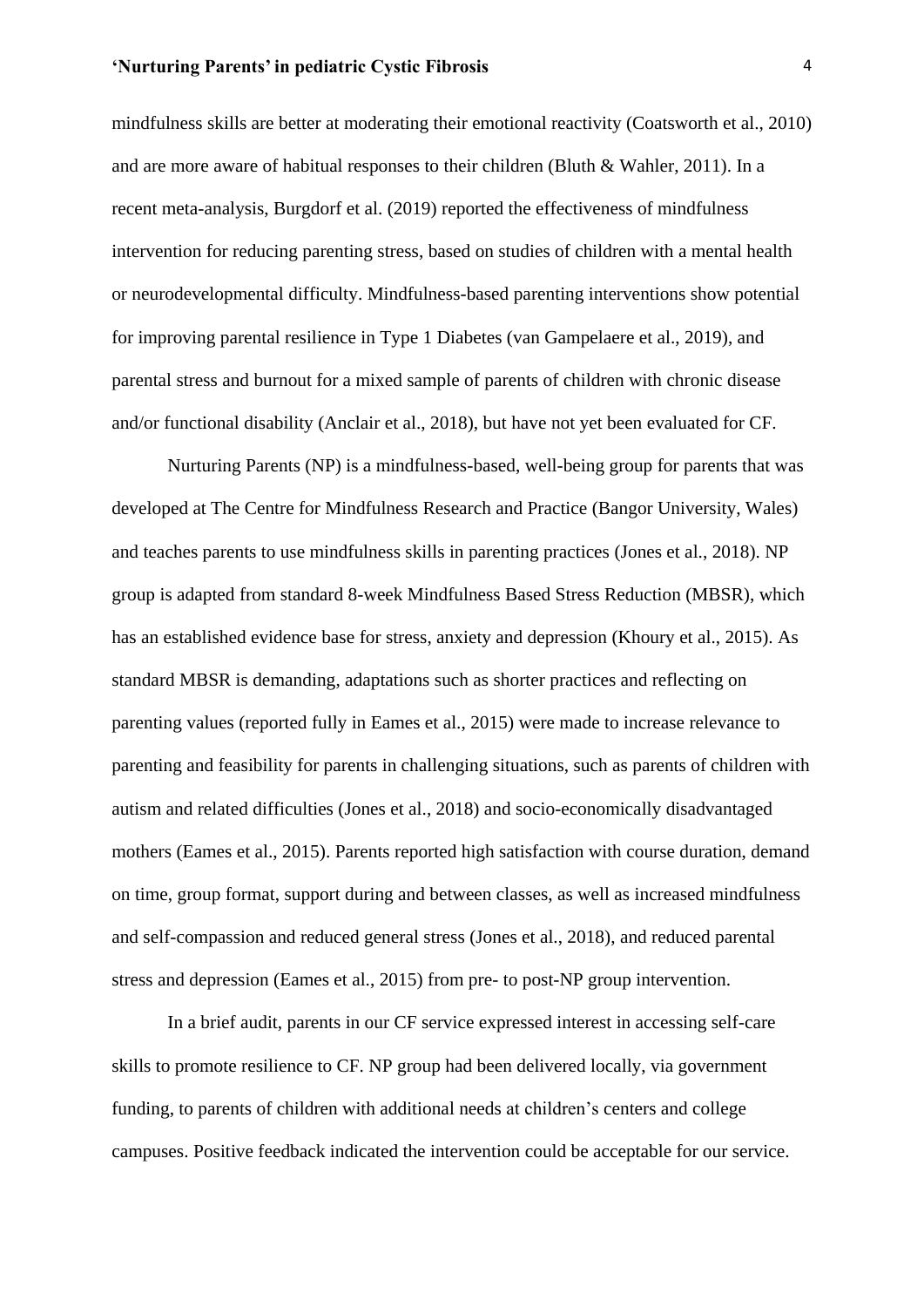mindfulness skills are better at moderating their emotional reactivity (Coatsworth et al., 2010) and are more aware of habitual responses to their children (Bluth & Wahler, 2011). In a recent meta-analysis, Burgdorf et al. (2019) reported the effectiveness of mindfulness intervention for reducing parenting stress, based on studies of children with a mental health or neurodevelopmental difficulty. Mindfulness-based parenting interventions show potential for improving parental resilience in Type 1 Diabetes (van Gampelaere et al., 2019), and parental stress and burnout for a mixed sample of parents of children with chronic disease and/or functional disability (Anclair et al., 2018), but have not yet been evaluated for CF.

Nurturing Parents (NP) is a mindfulness-based, well-being group for parents that was developed at The Centre for Mindfulness Research and Practice (Bangor University, Wales) and teaches parents to use mindfulness skills in parenting practices (Jones et al., 2018). NP group is adapted from standard 8-week Mindfulness Based Stress Reduction (MBSR), which has an established evidence base for stress, anxiety and depression (Khoury et al., 2015). As standard MBSR is demanding, adaptations such as shorter practices and reflecting on parenting values (reported fully in Eames et al., 2015) were made to increase relevance to parenting and feasibility for parents in challenging situations, such as parents of children with autism and related difficulties (Jones et al., 2018) and socio-economically disadvantaged mothers (Eames et al., 2015). Parents reported high satisfaction with course duration, demand on time, group format, support during and between classes, as well as increased mindfulness and self-compassion and reduced general stress (Jones et al., 2018), and reduced parental stress and depression (Eames et al., 2015) from pre- to post-NP group intervention.

In a brief audit, parents in our CF service expressed interest in accessing self-care skills to promote resilience to CF. NP group had been delivered locally, via government funding, to parents of children with additional needs at children's centers and college campuses. Positive feedback indicated the intervention could be acceptable for our service.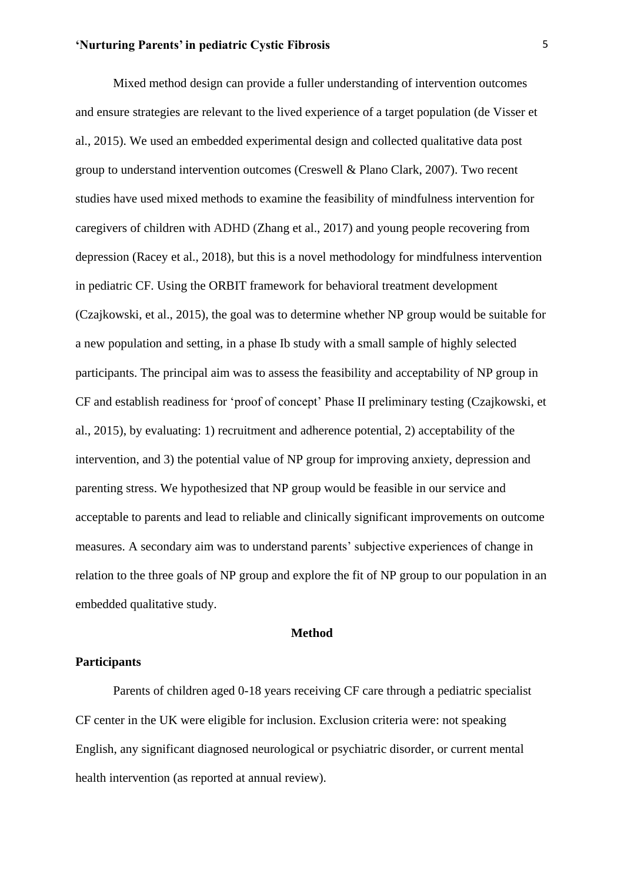Mixed method design can provide a fuller understanding of intervention outcomes and ensure strategies are relevant to the lived experience of a target population (de Visser et al., 2015). We used an embedded experimental design and collected qualitative data post group to understand intervention outcomes (Creswell & Plano Clark, 2007). Two recent studies have used mixed methods to examine the feasibility of mindfulness intervention for caregivers of children with ADHD (Zhang et al., 2017) and young people recovering from depression (Racey et al., 2018), but this is a novel methodology for mindfulness intervention in pediatric CF. Using the ORBIT framework for behavioral treatment development (Czajkowski, et al., 2015), the goal was to determine whether NP group would be suitable for a new population and setting, in a phase Ib study with a small sample of highly selected participants. The principal aim was to assess the feasibility and acceptability of NP group in CF and establish readiness for 'proof of concept' Phase II preliminary testing (Czajkowski, et al., 2015), by evaluating: 1) recruitment and adherence potential, 2) acceptability of the intervention, and 3) the potential value of NP group for improving anxiety, depression and parenting stress. We hypothesized that NP group would be feasible in our service and acceptable to parents and lead to reliable and clinically significant improvements on outcome measures. A secondary aim was to understand parents' subjective experiences of change in relation to the three goals of NP group and explore the fit of NP group to our population in an embedded qualitative study.

## Method

### Participants

Parents of children aged 0-18 years receiving CF care through a pediatric specialist CF center in the UK were eligible for inclusion. Exclusion criteria were: not speaking English, any significant diagnosed neurological or psychiatric disorder, or current mental health intervention (as reported at annual review).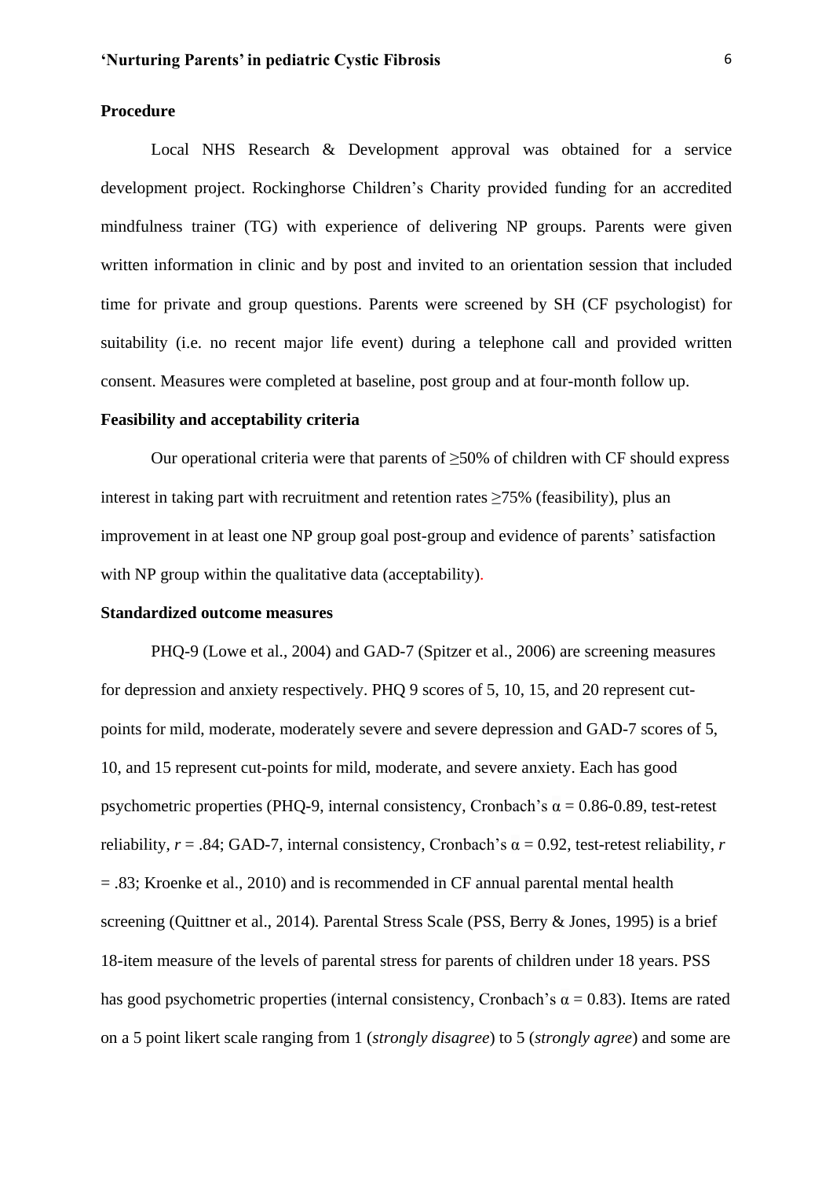**Procedure**

Local NHS Research & Development approval was obtained for a service development project. Rockinghorse Children's Charity provided funding for an accredited mindfulness trainer (TG) with experience of delivering NP groups. Parents were given written information in clinic and by post and invited to an orientation session that included time for private and group questions. Parents were screened by SH (CF psychologist) for suitability (i.e. no recent major life event) during a telephone call and provided written consent. Measures were completed at baseline, post group and at four-month follow up.

**Feasibility and acceptability criteria**

Our operational criteria were that parents of ≥50% of children with CF should express interest in taking part with recruitment and retention rates ≥75% (feasibility), plus an improvement in at least one NP group goal post-group and evidence of parents' satisfaction with NP group within the qualitative data (acceptability).

**Standardized outcome measures**

PHQ-9 (Lowe et al., 2004) and GAD-7 (Spitzer et al., 2006) are screening measures for depression and anxiety respectively. PHQ 9 scores of 5, 10, 15, and 20 represent cut-points for mild, moderate, moderately severe and severe depression and GAD-7 scores of 5, 10, and 15 represent cut-points for mild, moderate, and severe anxiety. Each has good psychometric properties (PHQ-9, internal consistency, Cronbach's $\alpha$ = 0.86-0.89, test-retest reliability, $r$ = .84; GAD-7, internal consistency, Cronbach's $\alpha$ = 0.92, test-retest reliability, $r$ = .83; Kroenke et al., 2010) and is recommended in CF annual parental mental health screening (Quittner et al., 2014). Parental Stress Scale (PSS, Berry & Jones, 1995) is a brief 18-item measure of the levels of parental stress for parents of children under 18 years. PSS has good psychometric properties (internal consistency, Cronbach's $\alpha$ = 0.83). Items are rated on a 5 point likert scale ranging from 1 (*strongly disagree*) to 5 (*strongly agree*) and some are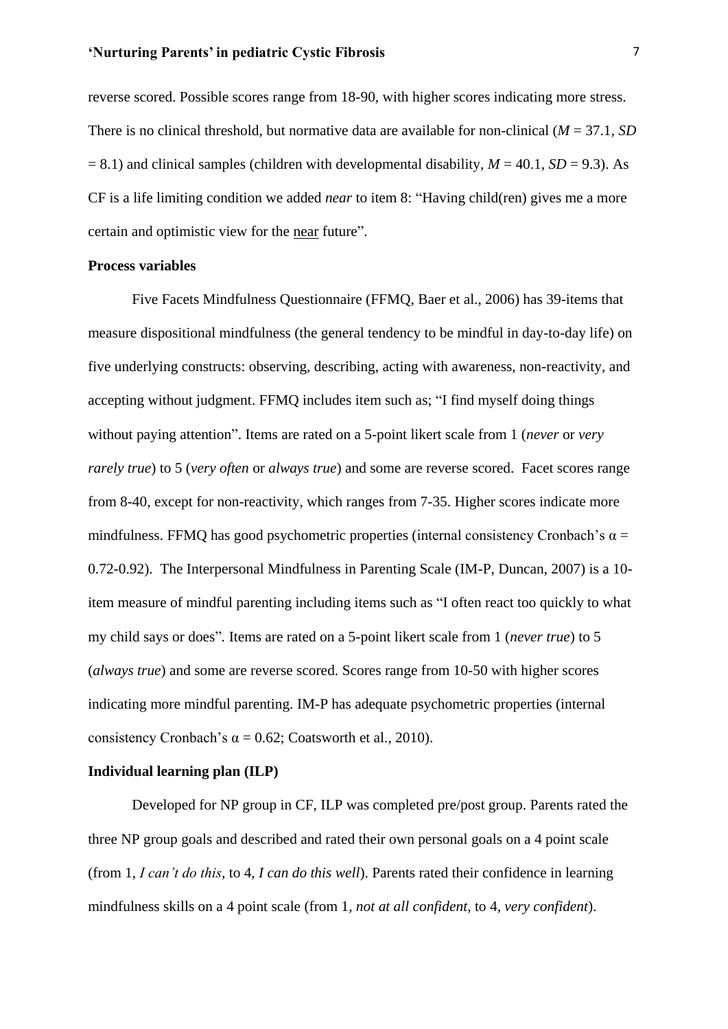reverse scored. Possible scores range from 18-90, with higher scores indicating more stress. There is no clinical threshold, but normative data are available for non-clinical (*M* = 37.1, *SD* = 8.1) and clinical samples (children with developmental disability, *M* = 40.1, *SD* = 9.3). As CF is a life limiting condition we added *near* to item 8: "Having child(ren) gives me a more certain and optimistic view for the <u>near</u> future".

**Process variables**

Five Facets Mindfulness Questionnaire (FFMQ, Baer et al., 2006) has 39-items that measure dispositional mindfulness (the general tendency to be mindful in day-to-day life) on five underlying constructs: observing, describing, acting with awareness, non-reactivity, and accepting without judgment. FFMQ includes item such as; "I find myself doing things without paying attention". Items are rated on a 5-point likert scale from 1 (*never* or *very rarely true*) to 5 (*very often* or *always true*) and some are reverse scored. Facet scores range from 8-40, except for non-reactivity, which ranges from 7-35. Higher scores indicate more mindfulness. FFMQ has good psychometric properties (internal consistency Cronbach's $\alpha$ = 0.72-0.92). The Interpersonal Mindfulness in Parenting Scale (IM-P, Duncan, 2007) is a 10-item measure of mindful parenting including items such as "I often react too quickly to what my child says or does". Items are rated on a 5-point likert scale from 1 (*never true*) to 5 (*always true*) and some are reverse scored. Scores range from 10-50 with higher scores indicating more mindful parenting. IM-P has adequate psychometric properties (internal consistency Cronbach's $\alpha$ = 0.62; Coatsworth et al., 2010).

**Individual learning plan (ILP)**

Developed for NP group in CF, ILP was completed pre/post group. Parents rated the three NP group goals and described and rated their own personal goals on a 4 point scale (from 1, *I can't do this*, to 4, *I can do this well*). Parents rated their confidence in learning mindfulness skills on a 4 point scale (from 1, *not at all confident*, to 4, *very confident*).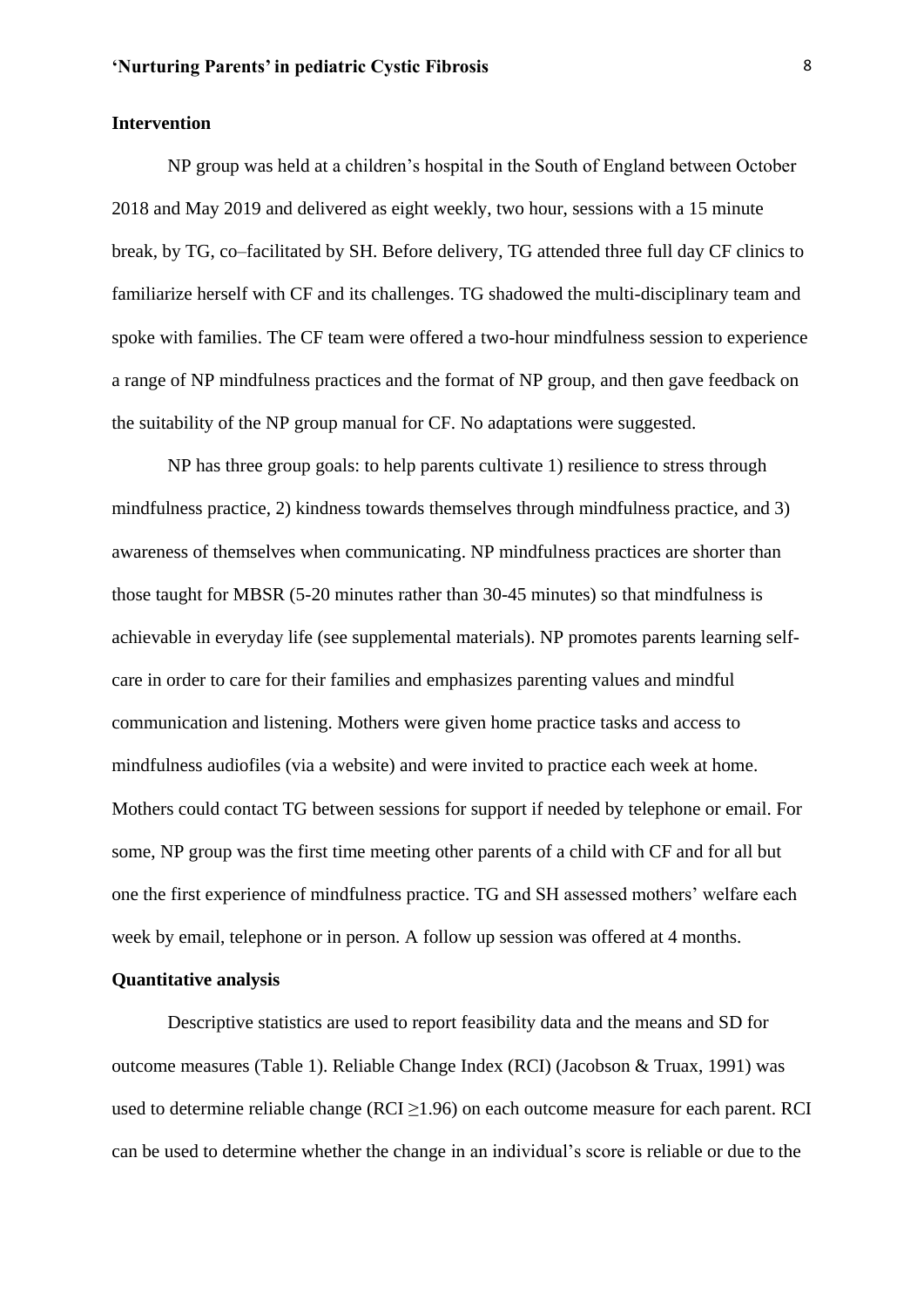**Intervention**

NP group was held at a children's hospital in the South of England between October 2018 and May 2019 and delivered as eight weekly, two hour, sessions with a 15 minute break, by TG, co–facilitated by SH. Before delivery, TG attended three full day CF clinics to familiarize herself with CF and its challenges. TG shadowed the multi-disciplinary team and spoke with families. The CF team were offered a two-hour mindfulness session to experience a range of NP mindfulness practices and the format of NP group, and then gave feedback on the suitability of the NP group manual for CF. No adaptations were suggested.

NP has three group goals: to help parents cultivate 1) resilience to stress through mindfulness practice, 2) kindness towards themselves through mindfulness practice, and 3) awareness of themselves when communicating. NP mindfulness practices are shorter than those taught for MBSR (5-20 minutes rather than 30-45 minutes) so that mindfulness is achievable in everyday life (see supplemental materials). NP promotes parents learning self-care in order to care for their families and emphasizes parenting values and mindful communication and listening. Mothers were given home practice tasks and access to mindfulness audiofiles (via a website) and were invited to practice each week at home. Mothers could contact TG between sessions for support if needed by telephone or email. For some, NP group was the first time meeting other parents of a child with CF and for all but one the first experience of mindfulness practice. TG and SH assessed mothers' welfare each week by email, telephone or in person. A follow up session was offered at 4 months.

**Quantitative analysis**

Descriptive statistics are used to report feasibility data and the means and SD for outcome measures (Table 1). Reliable Change Index (RCI) (Jacobson & Truax, 1991) was used to determine reliable change (RCI $\geq$1.96) on each outcome measure for each parent. RCI can be used to determine whether the change in an individual's score is reliable or due to the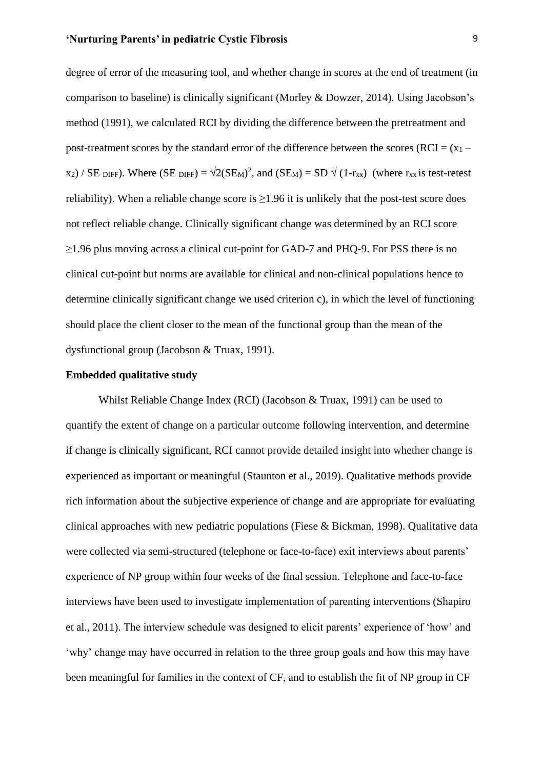degree of error of the measuring tool, and whether change in scores at the end of treatment (in comparison to baseline) is clinically significant (Morley & Dowzer, 2014). Using Jacobson's method (1991), we calculated RCI by dividing the difference between the pretreatment and post-treatment scores by the standard error of the difference between the scores (RCI = $(x_1 - x_2) / SE_{DIFF}$). Where $(SE_{DIFF}) = \sqrt{2(SE_M)^2}$, and $(SE_M) = SD \sqrt{(1-r_{xx})}$ (where $r_{xx}$ is test-retest reliability). When a reliable change score is ≥1.96 it is unlikely that the post-test score does not reflect reliable change. Clinically significant change was determined by an RCI score ≥1.96 plus moving across a clinical cut-point for GAD-7 and PHQ-9. For PSS there is no clinical cut-point but norms are available for clinical and non-clinical populations hence to determine clinically significant change we used criterion c), in which the level of functioning should place the client closer to the mean of the functional group than the mean of the dysfunctional group (Jacobson & Truax, 1991).

**Embedded qualitative study**

Whilst Reliable Change Index (RCI) (Jacobson & Truax, 1991) can be used to quantify the extent of change on a particular outcome following intervention, and determine if change is clinically significant, RCI cannot provide detailed insight into whether change is experienced as important or meaningful (Staunton et al., 2019). Qualitative methods provide rich information about the subjective experience of change and are appropriate for evaluating clinical approaches with new pediatric populations (Fiese & Bickman, 1998). Qualitative data were collected via semi-structured (telephone or face-to-face) exit interviews about parents' experience of NP group within four weeks of the final session. Telephone and face-to-face interviews have been used to investigate implementation of parenting interventions (Shapiro et al., 2011). The interview schedule was designed to elicit parents' experience of 'how' and 'why' change may have occurred in relation to the three group goals and how this may have been meaningful for families in the context of CF, and to establish the fit of NP group in CF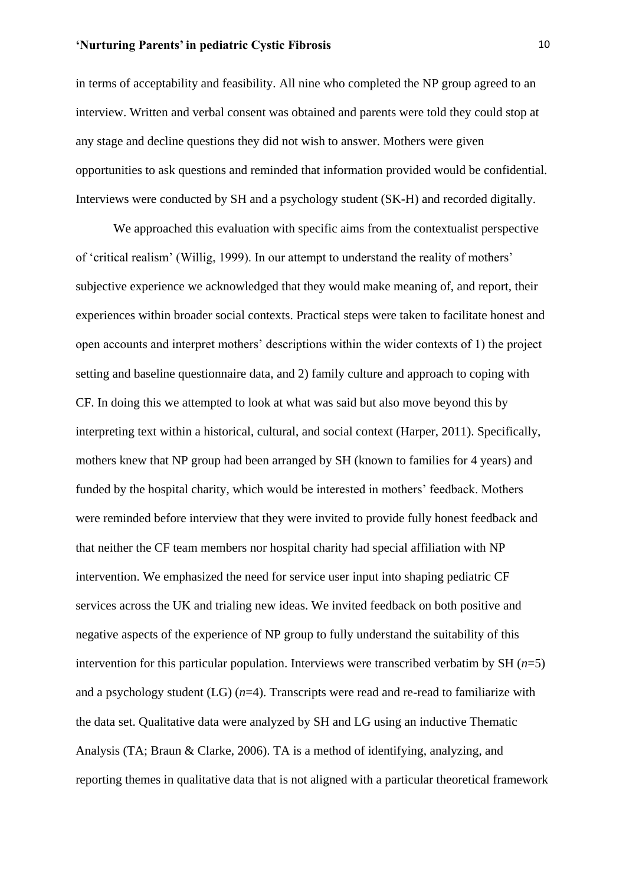in terms of acceptability and feasibility. All nine who completed the NP group agreed to an interview. Written and verbal consent was obtained and parents were told they could stop at any stage and decline questions they did not wish to answer. Mothers were given opportunities to ask questions and reminded that information provided would be confidential. Interviews were conducted by SH and a psychology student (SK-H) and recorded digitally.

We approached this evaluation with specific aims from the contextualist perspective of 'critical realism' (Willig, 1999). In our attempt to understand the reality of mothers' subjective experience we acknowledged that they would make meaning of, and report, their experiences within broader social contexts. Practical steps were taken to facilitate honest and open accounts and interpret mothers' descriptions within the wider contexts of 1) the project setting and baseline questionnaire data, and 2) family culture and approach to coping with CF. In doing this we attempted to look at what was said but also move beyond this by interpreting text within a historical, cultural, and social context (Harper, 2011). Specifically, mothers knew that NP group had been arranged by SH (known to families for 4 years) and funded by the hospital charity, which would be interested in mothers' feedback. Mothers were reminded before interview that they were invited to provide fully honest feedback and that neither the CF team members nor hospital charity had special affiliation with NP intervention. We emphasized the need for service user input into shaping pediatric CF services across the UK and trialing new ideas. We invited feedback on both positive and negative aspects of the experience of NP group to fully understand the suitability of this intervention for this particular population. Interviews were transcribed verbatim by SH ($n$=5) and a psychology student (LG) ($n$=4). Transcripts were read and re-read to familiarize with the data set. Qualitative data were analyzed by SH and LG using an inductive Thematic Analysis (TA; Braun & Clarke, 2006). TA is a method of identifying, analyzing, and reporting themes in qualitative data that is not aligned with a particular theoretical framework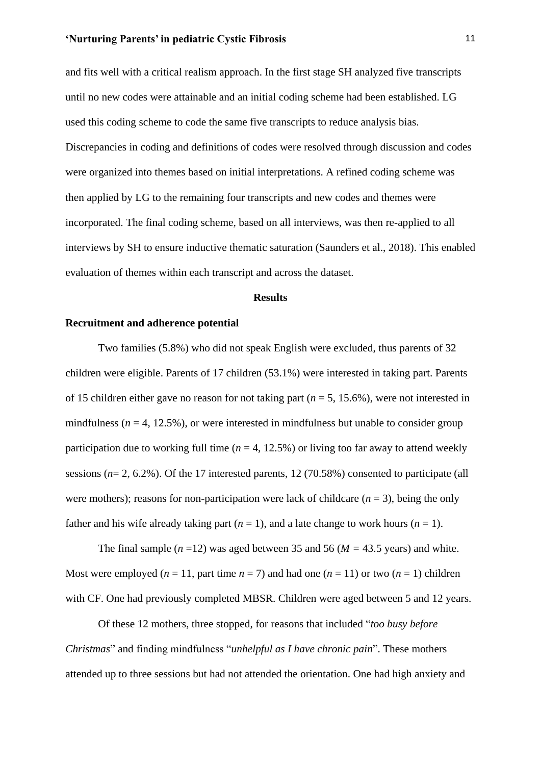and fits well with a critical realism approach. In the first stage SH analyzed five transcripts until no new codes were attainable and an initial coding scheme had been established. LG used this coding scheme to code the same five transcripts to reduce analysis bias. Discrepancies in coding and definitions of codes were resolved through discussion and codes were organized into themes based on initial interpretations. A refined coding scheme was then applied by LG to the remaining four transcripts and new codes and themes were incorporated. The final coding scheme, based on all interviews, was then re-applied to all interviews by SH to ensure inductive thematic saturation (Saunders et al., 2018). This enabled evaluation of themes within each transcript and across the dataset.

## Results

### Recruitment and adherence potential

Two families (5.8%) who did not speak English were excluded, thus parents of 32 children were eligible. Parents of 17 children (53.1%) were interested in taking part. Parents of 15 children either gave no reason for not taking part ($n$ = 5, 15.6%), were not interested in mindfulness ($n$ = 4, 12.5%), or were interested in mindfulness but unable to consider group participation due to working full time ($n$ = 4, 12.5%) or living too far away to attend weekly sessions ($n$= 2, 6.2%). Of the 17 interested parents, 12 (70.58%) consented to participate (all were mothers); reasons for non-participation were lack of childcare ($n$ = 3), being the only father and his wife already taking part ($n$ = 1), and a late change to work hours ($n$ = 1).

The final sample ($n$ =12) was aged between 35 and 56 ($M$ = 43.5 years) and white. Most were employed ($n$ = 11, part time $n$ = 7) and had one ($n$ = 11) or two ($n$ = 1) children with CF. One had previously completed MBSR. Children were aged between 5 and 12 years.

Of these 12 mothers, three stopped, for reasons that included "*too busy before Christmas*" and finding mindfulness "*unhelpful as I have chronic pain*". These mothers attended up to three sessions but had not attended the orientation. One had high anxiety and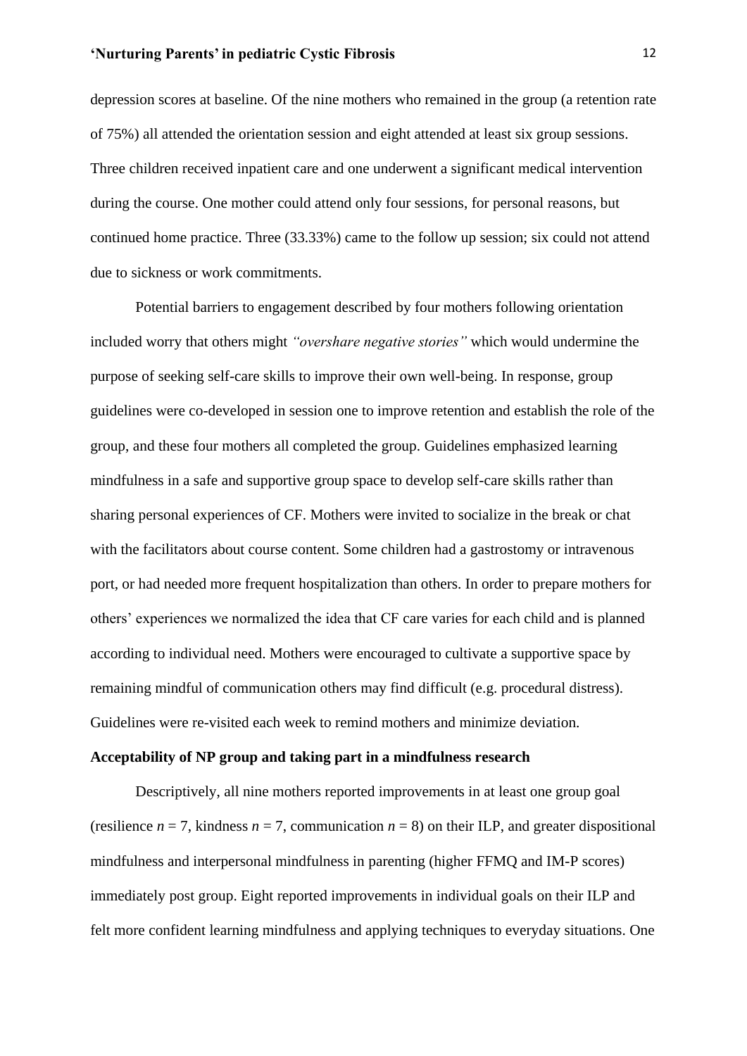depression scores at baseline. Of the nine mothers who remained in the group (a retention rate of 75%) all attended the orientation session and eight attended at least six group sessions. Three children received inpatient care and one underwent a significant medical intervention during the course. One mother could attend only four sessions, for personal reasons, but continued home practice. Three (33.33%) came to the follow up session; six could not attend due to sickness or work commitments.

Potential barriers to engagement described by four mothers following orientation included worry that others might *"overshare negative stories"* which would undermine the purpose of seeking self-care skills to improve their own well-being. In response, group guidelines were co-developed in session one to improve retention and establish the role of the group, and these four mothers all completed the group. Guidelines emphasized learning mindfulness in a safe and supportive group space to develop self-care skills rather than sharing personal experiences of CF. Mothers were invited to socialize in the break or chat with the facilitators about course content. Some children had a gastrostomy or intravenous port, or had needed more frequent hospitalization than others. In order to prepare mothers for others' experiences we normalized the idea that CF care varies for each child and is planned according to individual need. Mothers were encouraged to cultivate a supportive space by remaining mindful of communication others may find difficult (e.g. procedural distress). Guidelines were re-visited each week to remind mothers and minimize deviation.

**Acceptability of NP group and taking part in a mindfulness research**

Descriptively, all nine mothers reported improvements in at least one group goal (resilience $n = 7$, kindness $n = 7$, communication $n = 8$) on their ILP, and greater dispositional mindfulness and interpersonal mindfulness in parenting (higher FFMQ and IM-P scores) immediately post group. Eight reported improvements in individual goals on their ILP and felt more confident learning mindfulness and applying techniques to everyday situations. One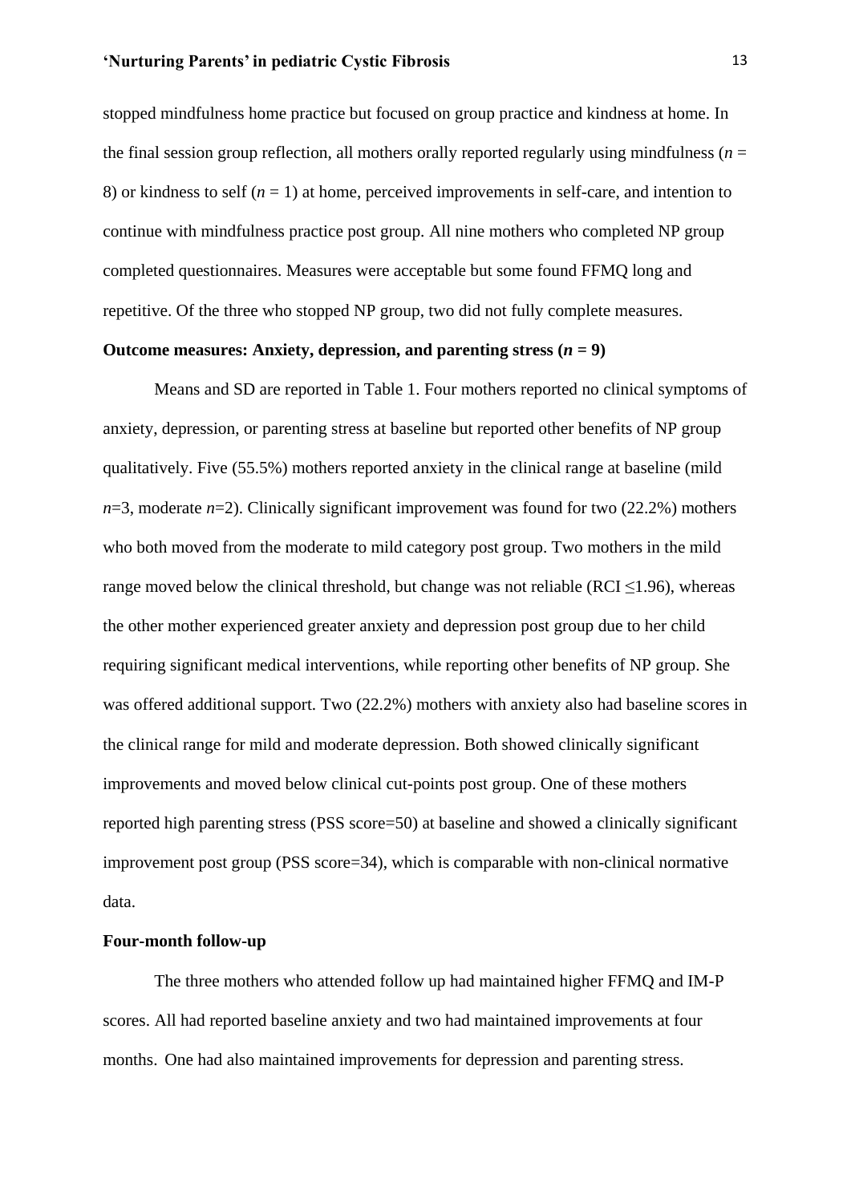stopped mindfulness home practice but focused on group practice and kindness at home. In the final session group reflection, all mothers orally reported regularly using mindfulness (*n* = 8) or kindness to self (*n* = 1) at home, perceived improvements in self-care, and intention to continue with mindfulness practice post group. All nine mothers who completed NP group completed questionnaires. Measures were acceptable but some found FFMQ long and repetitive. Of the three who stopped NP group, two did not fully complete measures.

**Outcome measures: Anxiety, depression, and parenting stress (*n* = 9)**

Means and SD are reported in Table 1. Four mothers reported no clinical symptoms of anxiety, depression, or parenting stress at baseline but reported other benefits of NP group qualitatively. Five (55.5%) mothers reported anxiety in the clinical range at baseline (mild *n*=3, moderate *n*=2). Clinically significant improvement was found for two (22.2%) mothers who both moved from the moderate to mild category post group. Two mothers in the mild range moved below the clinical threshold, but change was not reliable (RCI ≤1.96), whereas the other mother experienced greater anxiety and depression post group due to her child requiring significant medical interventions, while reporting other benefits of NP group. She was offered additional support. Two (22.2%) mothers with anxiety also had baseline scores in the clinical range for mild and moderate depression. Both showed clinically significant improvements and moved below clinical cut-points post group. One of these mothers reported high parenting stress (PSS score=50) at baseline and showed a clinically significant improvement post group (PSS score=34), which is comparable with non-clinical normative data.

**Four-month follow-up**

The three mothers who attended follow up had maintained higher FFMQ and IM-P scores. All had reported baseline anxiety and two had maintained improvements at four months. One had also maintained improvements for depression and parenting stress.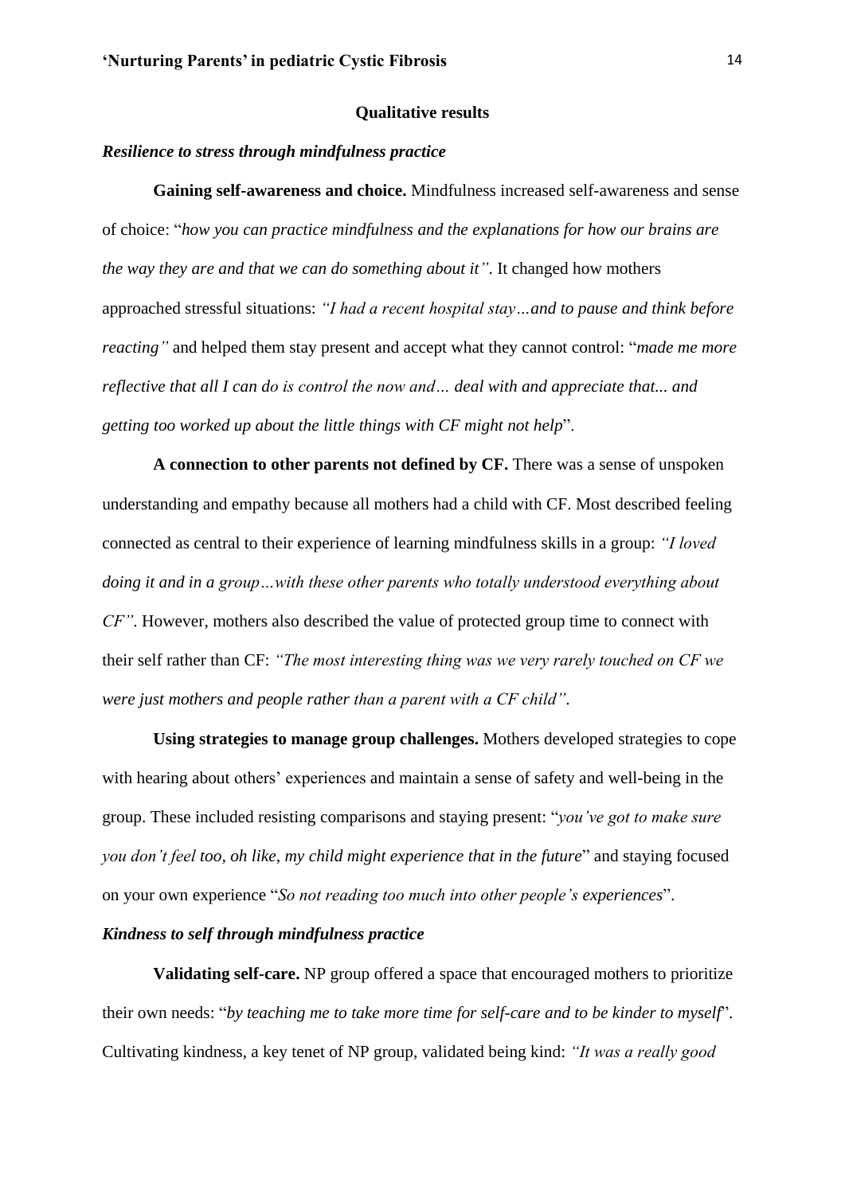## Qualitative results

### *Resilience to stress through mindfulness practice*

**Gaining self-awareness and choice.** Mindfulness increased self-awareness and sense of choice: "*how you can practice mindfulness and the explanations for how our brains are the way they are and that we can do something about it"*. It changed how mothers approached stressful situations: *"I had a recent hospital stay…and to pause and think before reacting"* and helped them stay present and accept what they cannot control: "*made me more reflective that all I can do is control the now and… deal with and appreciate that... and getting too worked up about the little things with CF might not help*".

**A connection to other parents not defined by CF.** There was a sense of unspoken understanding and empathy because all mothers had a child with CF. Most described feeling connected as central to their experience of learning mindfulness skills in a group: *"I loved doing it and in a group…with these other parents who totally understood everything about CF"*. However, mothers also described the value of protected group time to connect with their self rather than CF: *"The most interesting thing was we very rarely touched on CF we were just mothers and people rather than a parent with a CF child"*.

**Using strategies to manage group challenges.** Mothers developed strategies to cope with hearing about others' experiences and maintain a sense of safety and well-being in the group. These included resisting comparisons and staying present: "*you've got to make sure you don't feel too, oh like, my child might experience that in the future*" and staying focused on your own experience "*So not reading too much into other people's experiences*".

### *Kindness to self through mindfulness practice*

**Validating self-care.** NP group offered a space that encouraged mothers to prioritize their own needs: "*by teaching me to take more time for self-care and to be kinder to myself*". Cultivating kindness, a key tenet of NP group, validated being kind: *"It was a really good*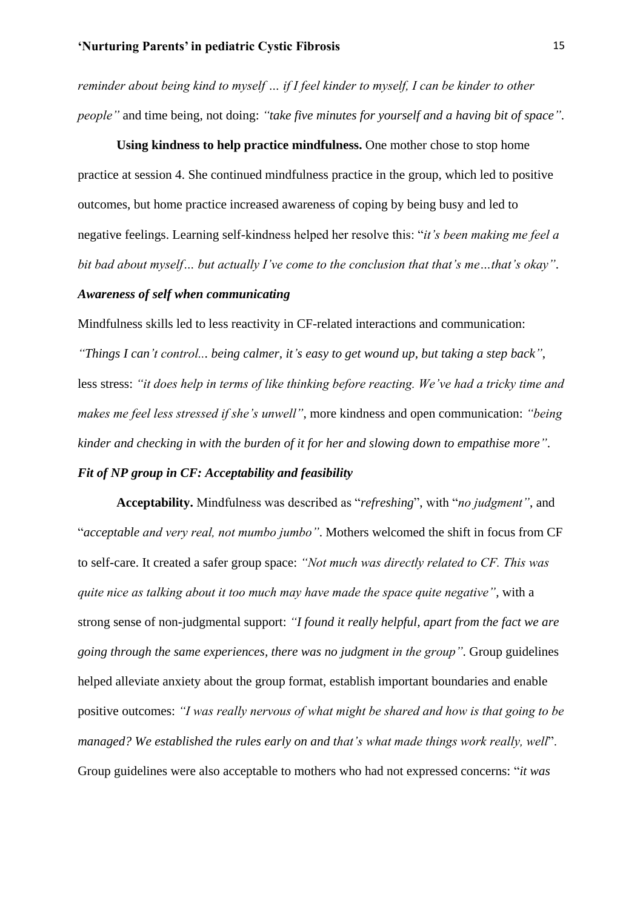*reminder about being kind to myself … if I feel kinder to myself, I can be kinder to other people"* and time being, not doing: *"take five minutes for yourself and a having bit of space"*.

**Using kindness to help practice mindfulness.** One mother chose to stop home practice at session 4. She continued mindfulness practice in the group, which led to positive outcomes, but home practice increased awareness of coping by being busy and led to negative feelings. Learning self-kindness helped her resolve this: "*it's been making me feel a bit bad about myself… but actually I've come to the conclusion that that's me…that's okay"*.

***Awareness of self when communicating***

Mindfulness skills led to less reactivity in CF-related interactions and communication: *"Things I can't control... being calmer, it's easy to get wound up, but taking a step back"*, less stress: *"it does help in terms of like thinking before reacting. We've had a tricky time and makes me feel less stressed if she's unwell"*, more kindness and open communication: *"being kinder and checking in with the burden of it for her and slowing down to empathise more"*.

***Fit of NP group in CF: Acceptability and feasibility***

**Acceptability.** Mindfulness was described as "*refreshing*", with "*no judgment"*, and "*acceptable and very real, not mumbo jumbo"*. Mothers welcomed the shift in focus from CF to self-care. It created a safer group space: *"Not much was directly related to CF. This was quite nice as talking about it too much may have made the space quite negative"*, with a strong sense of non-judgmental support: *"I found it really helpful, apart from the fact we are going through the same experiences, there was no judgment in the group"*. Group guidelines helped alleviate anxiety about the group format, establish important boundaries and enable positive outcomes: *"I was really nervous of what might be shared and how is that going to be managed? We established the rules early on and that's what made things work really, well*". Group guidelines were also acceptable to mothers who had not expressed concerns: "*it was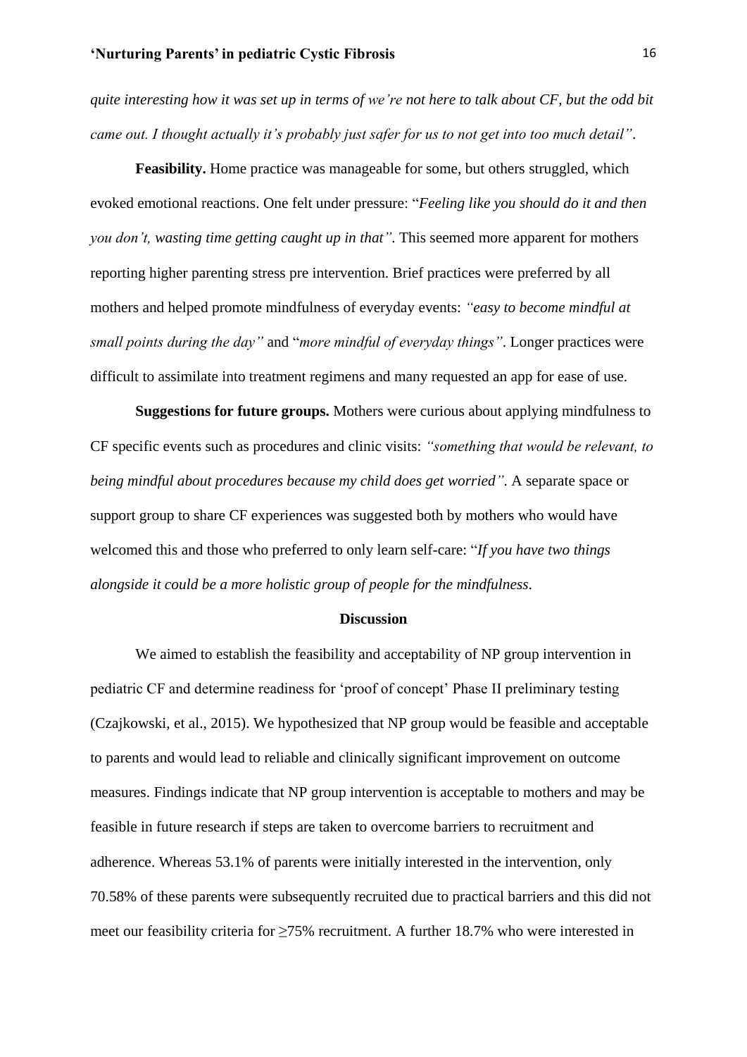*quite interesting how it was set up in terms of we're not here to talk about CF, but the odd bit came out. I thought actually it's probably just safer for us to not get into too much detail"*.

**Feasibility.** Home practice was manageable for some, but others struggled, which evoked emotional reactions. One felt under pressure: "*Feeling like you should do it and then you don't, wasting time getting caught up in that"*. This seemed more apparent for mothers reporting higher parenting stress pre intervention. Brief practices were preferred by all mothers and helped promote mindfulness of everyday events: *"easy to become mindful at small points during the day"* and "*more mindful of everyday things"*. Longer practices were difficult to assimilate into treatment regimens and many requested an app for ease of use.

**Suggestions for future groups.** Mothers were curious about applying mindfulness to CF specific events such as procedures and clinic visits: *"something that would be relevant, to being mindful about procedures because my child does get worried"*. A separate space or support group to share CF experiences was suggested both by mothers who would have welcomed this and those who preferred to only learn self-care: "*If you have two things alongside it could be a more holistic group of people for the mindfulness*.

## Discussion

We aimed to establish the feasibility and acceptability of NP group intervention in pediatric CF and determine readiness for 'proof of concept' Phase II preliminary testing (Czajkowski, et al., 2015). We hypothesized that NP group would be feasible and acceptable to parents and would lead to reliable and clinically significant improvement on outcome measures. Findings indicate that NP group intervention is acceptable to mothers and may be feasible in future research if steps are taken to overcome barriers to recruitment and adherence. Whereas 53.1% of parents were initially interested in the intervention, only 70.58% of these parents were subsequently recruited due to practical barriers and this did not meet our feasibility criteria for ≥75% recruitment. A further 18.7% who were interested in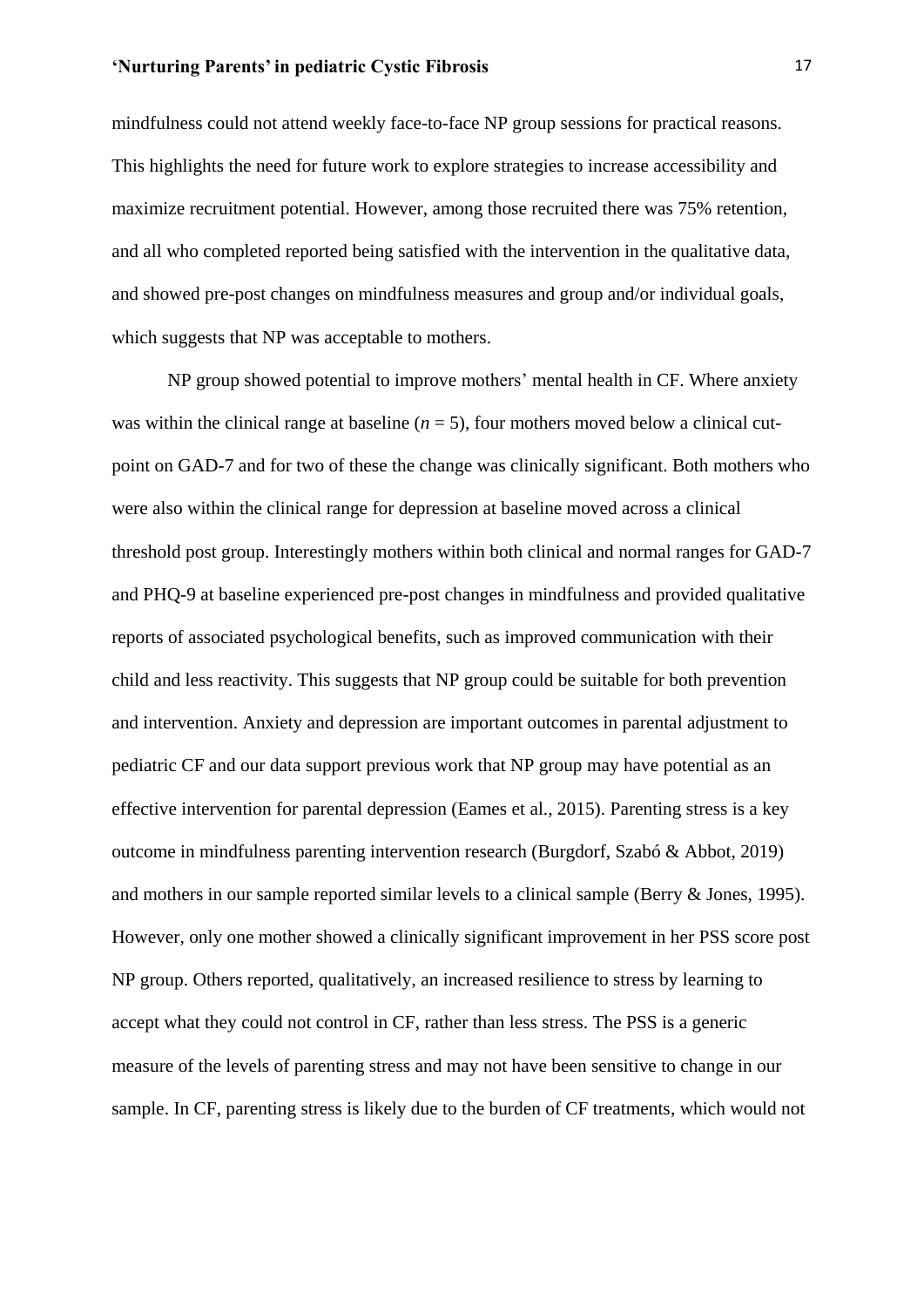mindfulness could not attend weekly face-to-face NP group sessions for practical reasons. This highlights the need for future work to explore strategies to increase accessibility and maximize recruitment potential. However, among those recruited there was 75% retention, and all who completed reported being satisfied with the intervention in the qualitative data, and showed pre-post changes on mindfulness measures and group and/or individual goals, which suggests that NP was acceptable to mothers.

NP group showed potential to improve mothers' mental health in CF. Where anxiety was within the clinical range at baseline (*n* = 5), four mothers moved below a clinical cut-point on GAD-7 and for two of these the change was clinically significant. Both mothers who were also within the clinical range for depression at baseline moved across a clinical threshold post group. Interestingly mothers within both clinical and normal ranges for GAD-7 and PHQ-9 at baseline experienced pre-post changes in mindfulness and provided qualitative reports of associated psychological benefits, such as improved communication with their child and less reactivity. This suggests that NP group could be suitable for both prevention and intervention. Anxiety and depression are important outcomes in parental adjustment to pediatric CF and our data support previous work that NP group may have potential as an effective intervention for parental depression (Eames et al., 2015). Parenting stress is a key outcome in mindfulness parenting intervention research (Burgdorf, Szabó & Abbot, 2019) and mothers in our sample reported similar levels to a clinical sample (Berry & Jones, 1995). However, only one mother showed a clinically significant improvement in her PSS score post NP group. Others reported, qualitatively, an increased resilience to stress by learning to accept what they could not control in CF, rather than less stress. The PSS is a generic measure of the levels of parenting stress and may not have been sensitive to change in our sample. In CF, parenting stress is likely due to the burden of CF treatments, which would not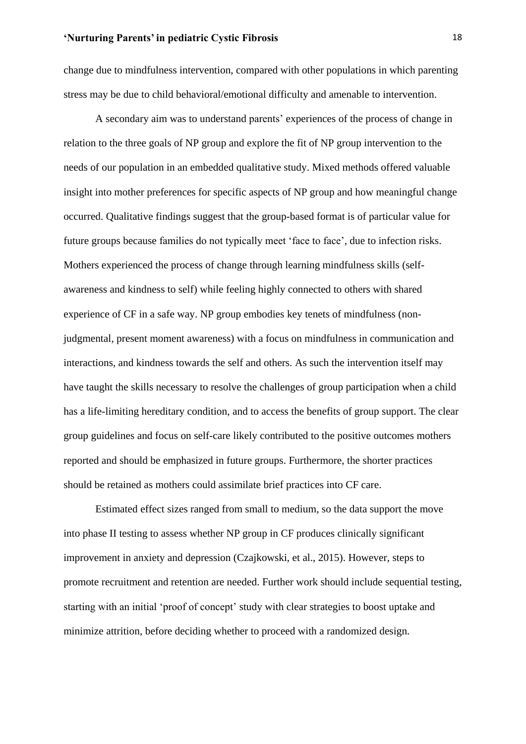change due to mindfulness intervention, compared with other populations in which parenting stress may be due to child behavioral/emotional difficulty and amenable to intervention.

A secondary aim was to understand parents' experiences of the process of change in relation to the three goals of NP group and explore the fit of NP group intervention to the needs of our population in an embedded qualitative study. Mixed methods offered valuable insight into mother preferences for specific aspects of NP group and how meaningful change occurred. Qualitative findings suggest that the group-based format is of particular value for future groups because families do not typically meet 'face to face', due to infection risks. Mothers experienced the process of change through learning mindfulness skills (self-awareness and kindness to self) while feeling highly connected to others with shared experience of CF in a safe way. NP group embodies key tenets of mindfulness (non-judgmental, present moment awareness) with a focus on mindfulness in communication and interactions, and kindness towards the self and others. As such the intervention itself may have taught the skills necessary to resolve the challenges of group participation when a child has a life-limiting hereditary condition, and to access the benefits of group support. The clear group guidelines and focus on self-care likely contributed to the positive outcomes mothers reported and should be emphasized in future groups. Furthermore, the shorter practices should be retained as mothers could assimilate brief practices into CF care.

Estimated effect sizes ranged from small to medium, so the data support the move into phase II testing to assess whether NP group in CF produces clinically significant improvement in anxiety and depression (Czajkowski, et al., 2015). However, steps to promote recruitment and retention are needed. Further work should include sequential testing, starting with an initial 'proof of concept' study with clear strategies to boost uptake and minimize attrition, before deciding whether to proceed with a randomized design.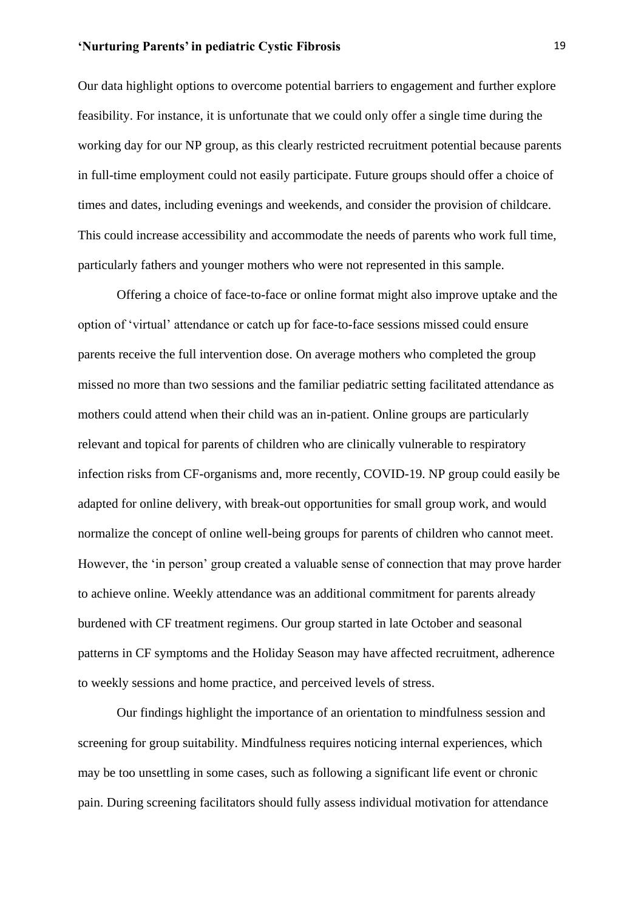Our data highlight options to overcome potential barriers to engagement and further explore feasibility. For instance, it is unfortunate that we could only offer a single time during the working day for our NP group, as this clearly restricted recruitment potential because parents in full-time employment could not easily participate. Future groups should offer a choice of times and dates, including evenings and weekends, and consider the provision of childcare. This could increase accessibility and accommodate the needs of parents who work full time, particularly fathers and younger mothers who were not represented in this sample.

Offering a choice of face-to-face or online format might also improve uptake and the option of 'virtual' attendance or catch up for face-to-face sessions missed could ensure parents receive the full intervention dose. On average mothers who completed the group missed no more than two sessions and the familiar pediatric setting facilitated attendance as mothers could attend when their child was an in-patient. Online groups are particularly relevant and topical for parents of children who are clinically vulnerable to respiratory infection risks from CF-organisms and, more recently, COVID-19. NP group could easily be adapted for online delivery, with break-out opportunities for small group work, and would normalize the concept of online well-being groups for parents of children who cannot meet. However, the 'in person' group created a valuable sense of connection that may prove harder to achieve online. Weekly attendance was an additional commitment for parents already burdened with CF treatment regimens. Our group started in late October and seasonal patterns in CF symptoms and the Holiday Season may have affected recruitment, adherence to weekly sessions and home practice, and perceived levels of stress.

Our findings highlight the importance of an orientation to mindfulness session and screening for group suitability. Mindfulness requires noticing internal experiences, which may be too unsettling in some cases, such as following a significant life event or chronic pain. During screening facilitators should fully assess individual motivation for attendance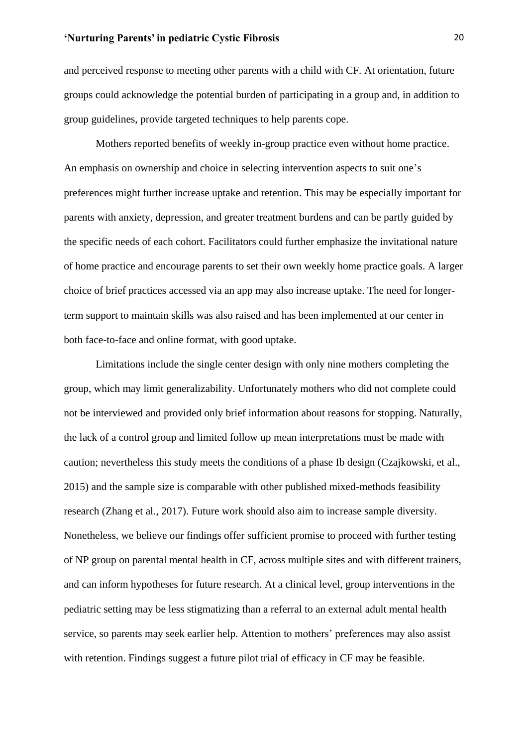and perceived response to meeting other parents with a child with CF. At orientation, future groups could acknowledge the potential burden of participating in a group and, in addition to group guidelines, provide targeted techniques to help parents cope.

Mothers reported benefits of weekly in-group practice even without home practice. An emphasis on ownership and choice in selecting intervention aspects to suit one's preferences might further increase uptake and retention. This may be especially important for parents with anxiety, depression, and greater treatment burdens and can be partly guided by the specific needs of each cohort. Facilitators could further emphasize the invitational nature of home practice and encourage parents to set their own weekly home practice goals. A larger choice of brief practices accessed via an app may also increase uptake. The need for longer-term support to maintain skills was also raised and has been implemented at our center in both face-to-face and online format, with good uptake.

Limitations include the single center design with only nine mothers completing the group, which may limit generalizability. Unfortunately mothers who did not complete could not be interviewed and provided only brief information about reasons for stopping. Naturally, the lack of a control group and limited follow up mean interpretations must be made with caution; nevertheless this study meets the conditions of a phase Ib design (Czajkowski, et al., 2015) and the sample size is comparable with other published mixed-methods feasibility research (Zhang et al., 2017). Future work should also aim to increase sample diversity. Nonetheless, we believe our findings offer sufficient promise to proceed with further testing of NP group on parental mental health in CF, across multiple sites and with different trainers, and can inform hypotheses for future research. At a clinical level, group interventions in the pediatric setting may be less stigmatizing than a referral to an external adult mental health service, so parents may seek earlier help. Attention to mothers' preferences may also assist with retention. Findings suggest a future pilot trial of efficacy in CF may be feasible.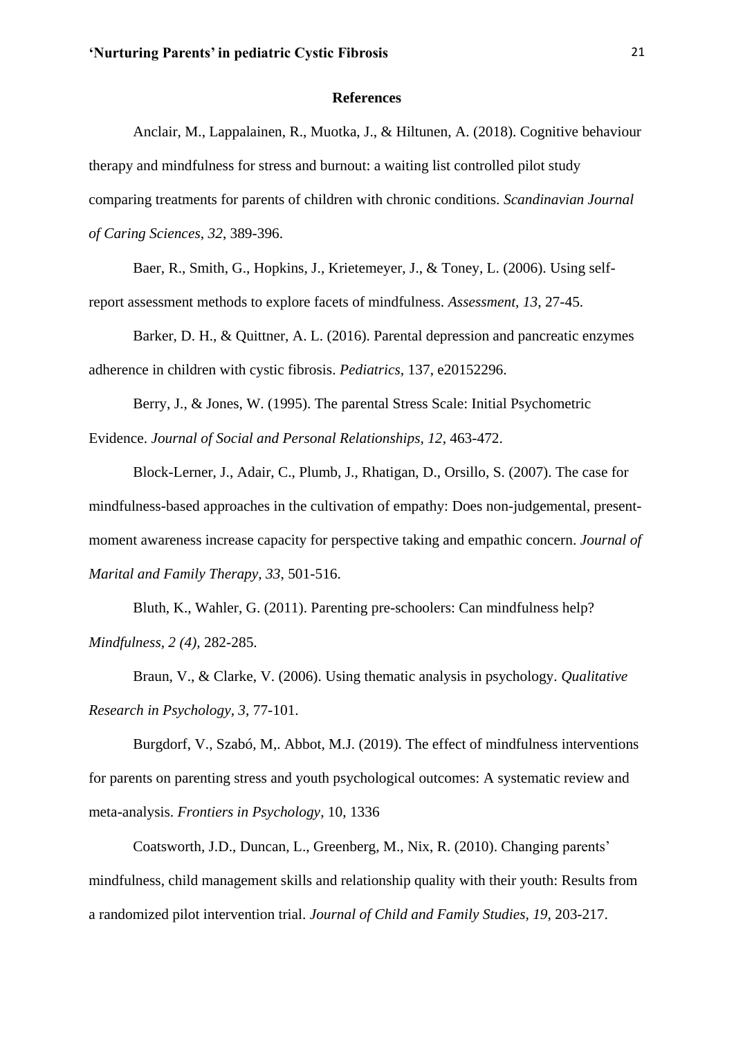## References

Anclair, M., Lappalainen, R., Muotka, J., & Hiltunen, A. (2018). Cognitive behaviour therapy and mindfulness for stress and burnout: a waiting list controlled pilot study comparing treatments for parents of children with chronic conditions. *Scandinavian Journal of Caring Sciences, 32*, 389-396.

Baer, R., Smith, G., Hopkins, J., Krietemeyer, J., & Toney, L. (2006). Using self-report assessment methods to explore facets of mindfulness. *Assessment, 13*, 27-45.

Barker, D. H., & Quittner, A. L. (2016). Parental depression and pancreatic enzymes adherence in children with cystic fibrosis. *Pediatrics,* 137, e20152296.

Berry, J., & Jones, W. (1995). The parental Stress Scale: Initial Psychometric Evidence. *Journal of Social and Personal Relationships, 12*, 463-472.

Block-Lerner, J., Adair, C., Plumb, J., Rhatigan, D., Orsillo, S. (2007). The case for mindfulness-based approaches in the cultivation of empathy: Does non-judgemental, present-moment awareness increase capacity for perspective taking and empathic concern. *Journal of Marital and Family Therapy, 33*, 501-516.

Bluth, K., Wahler, G. (2011). Parenting pre-schoolers: Can mindfulness help? *Mindfulness, 2 (4),* 282-285.

Braun, V., & Clarke, V. (2006). Using thematic analysis in psychology. *Qualitative Research in Psychology, 3*, 77-101.

Burgdorf, V., Szabó, M,. Abbot, M.J. (2019). The effect of mindfulness interventions for parents on parenting stress and youth psychological outcomes: A systematic review and meta-analysis. *Frontiers in Psychology*, 10, 1336

Coatsworth, J.D., Duncan, L., Greenberg, M., Nix, R. (2010). Changing parents' mindfulness, child management skills and relationship quality with their youth: Results from a randomized pilot intervention trial. *Journal of Child and Family Studies, 19*, 203-217.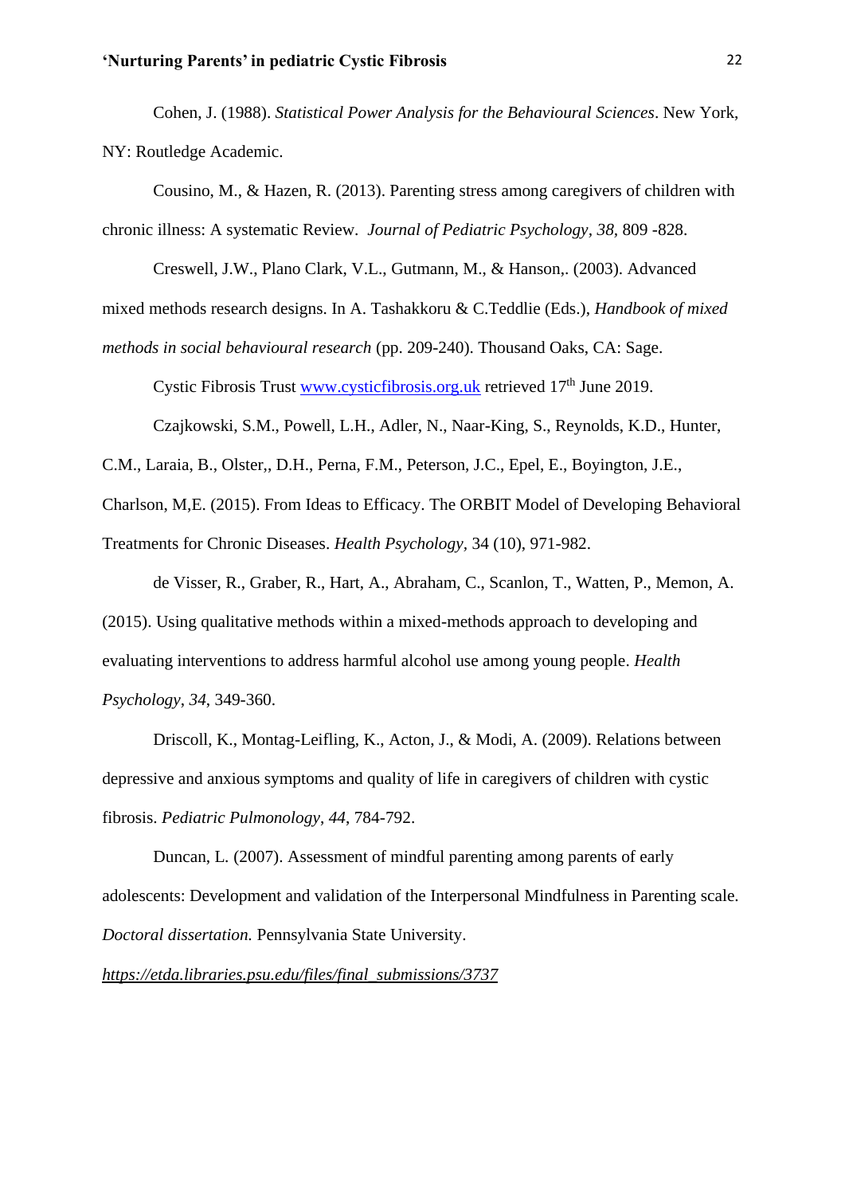Cohen, J. (1988). *Statistical Power Analysis for the Behavioural Sciences*. New York, NY: Routledge Academic.

Cousino, M., & Hazen, R. (2013). Parenting stress among caregivers of children with chronic illness: A systematic Review. *Journal of Pediatric Psychology, 38,* 809 -828.

Creswell, J.W., Plano Clark, V.L., Gutmann, M., & Hanson,. (2003). Advanced mixed methods research designs. In A. Tashakkoru & C.Teddlie (Eds.), *Handbook of mixed methods in social behavioural research* (pp. 209-240). Thousand Oaks, CA: Sage.

Cystic Fibrosis Trust www.cysticfibrosis.org.uk retrieved 17th June 2019.

Czajkowski, S.M., Powell, L.H., Adler, N., Naar-King, S., Reynolds, K.D., Hunter, C.M., Laraia, B., Olster,, D.H., Perna, F.M., Peterson, J.C., Epel, E., Boyington, J.E., Charlson, M,E. (2015). From Ideas to Efficacy. The ORBIT Model of Developing Behavioral Treatments for Chronic Diseases. *Health Psychology*, 34 (10), 971-982.

de Visser, R., Graber, R., Hart, A., Abraham, C., Scanlon, T., Watten, P., Memon, A. (2015). Using qualitative methods within a mixed-methods approach to developing and evaluating interventions to address harmful alcohol use among young people. *Health Psychology*, *34*, 349-360.

Driscoll, K., Montag-Leifling, K., Acton, J., & Modi, A. (2009). Relations between depressive and anxious symptoms and quality of life in caregivers of children with cystic fibrosis. *Pediatric Pulmonology*, *44*, 784-792.

Duncan, L. (2007). Assessment of mindful parenting among parents of early adolescents: Development and validation of the Interpersonal Mindfulness in Parenting scale. *Doctoral dissertation.* Pennsylvania State University. *https://etda.libraries.psu.edu/files/final_submissions/3737*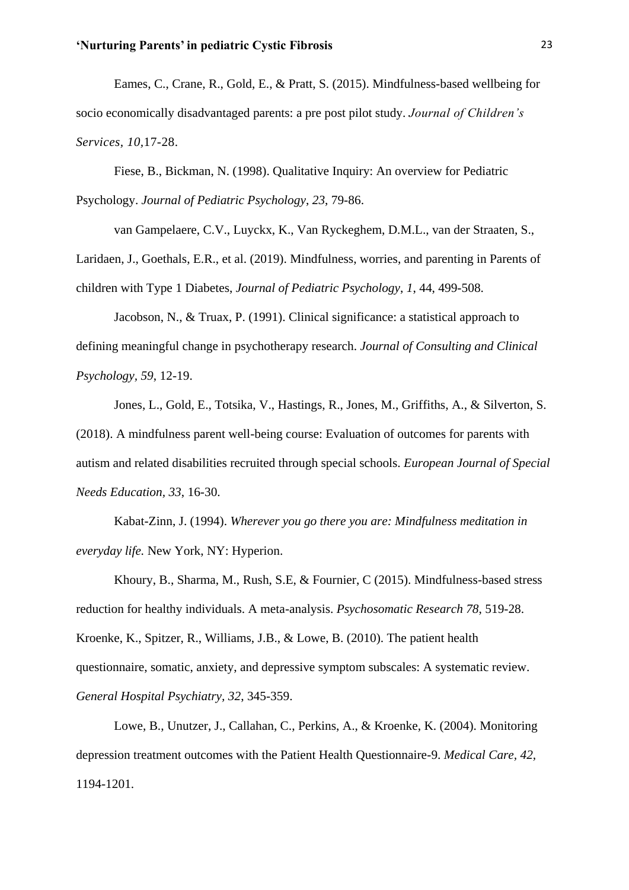Eames, C., Crane, R., Gold, E., & Pratt, S. (2015). Mindfulness-based wellbeing for socio economically disadvantaged parents: a pre post pilot study. *Journal of Children's Services*, *10*,17-28.

Fiese, B., Bickman, N. (1998). Qualitative Inquiry: An overview for Pediatric Psychology. *Journal of Pediatric Psychology*, *23*, 79-86.

van Gampelaere, C.V., Luyckx, K., Van Ryckeghem, D.M.L., van der Straaten, S., Laridaen, J., Goethals, E.R., et al. (2019). Mindfulness, worries, and parenting in Parents of children with Type 1 Diabetes, *Journal of Pediatric Psychology*, *1*, 44, 499-508.

Jacobson, N., & Truax, P. (1991). Clinical significance: a statistical approach to defining meaningful change in psychotherapy research. *Journal of Consulting and Clinical Psychology*, *59*, 12-19.

Jones, L., Gold, E., Totsika, V., Hastings, R., Jones, M., Griffiths, A., & Silverton, S. (2018). A mindfulness parent well-being course: Evaluation of outcomes for parents with autism and related disabilities recruited through special schools. *European Journal of Special Needs Education, 33*, 16-30.

Kabat-Zinn, J. (1994). *Wherever you go there you are: Mindfulness meditation in everyday life.* New York, NY: Hyperion.

Khoury, B., Sharma, M., Rush, S.E, & Fournier, C (2015). Mindfulness-based stress reduction for healthy individuals. A meta-analysis. *Psychosomatic Research 78*, 519-28.

Kroenke, K., Spitzer, R., Williams, J.B., & Lowe, B. (2010). The patient health questionnaire, somatic, anxiety, and depressive symptom subscales: A systematic review. *General Hospital Psychiatry, 32*, 345-359.

Lowe, B., Unutzer, J., Callahan, C., Perkins, A., & Kroenke, K. (2004). Monitoring depression treatment outcomes with the Patient Health Questionnaire-9. *Medical Care, 42,* 1194-1201.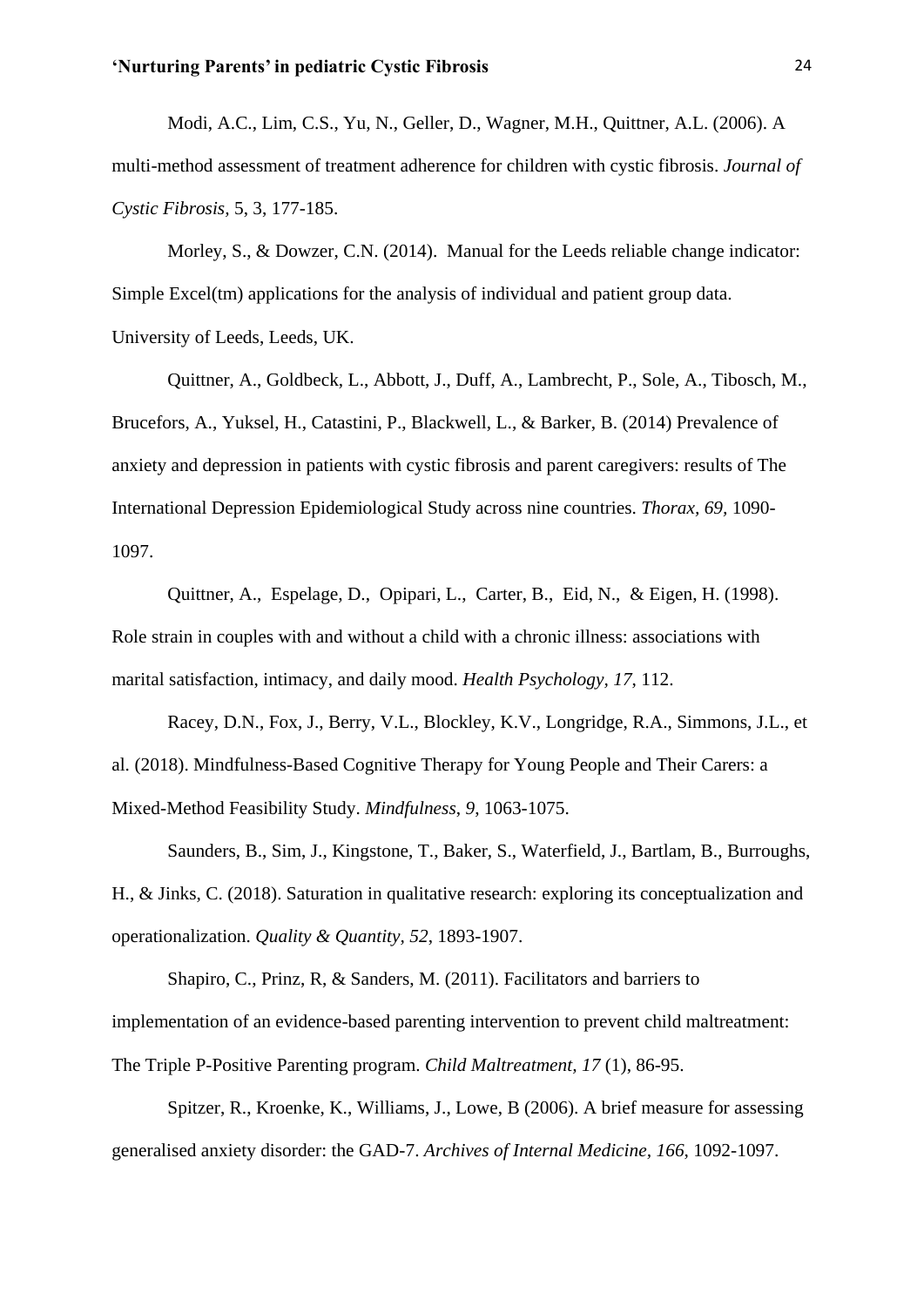Modi, A.C., Lim, C.S., Yu, N., Geller, D., Wagner, M.H., Quittner, A.L. (2006). A multi-method assessment of treatment adherence for children with cystic fibrosis. *Journal of Cystic Fibrosis,* 5, 3, 177-185.

Morley, S., & Dowzer, C.N. (2014). Manual for the Leeds reliable change indicator: Simple Excel(tm) applications for the analysis of individual and patient group data. University of Leeds, Leeds, UK.

Quittner, A., Goldbeck, L., Abbott, J., Duff, A., Lambrecht, P., Sole, A., Tibosch, M., Brucefors, A., Yuksel, H., Catastini, P., Blackwell, L., & Barker, B. (2014) Prevalence of anxiety and depression in patients with cystic fibrosis and parent caregivers: results of The International Depression Epidemiological Study across nine countries. *Thorax, 69,* 1090-1097.

Quittner, A., Espelage, D., Opipari, L., Carter, B., Eid, N., & Eigen, H. (1998). Role strain in couples with and without a child with a chronic illness: associations with marital satisfaction, intimacy, and daily mood. *Health Psychology, 17,* 112.

Racey, D.N., Fox, J., Berry, V.L., Blockley, K.V., Longridge, R.A., Simmons, J.L., et al. (2018). Mindfulness-Based Cognitive Therapy for Young People and Their Carers: a Mixed-Method Feasibility Study. *Mindfulness*, *9*, 1063-1075.

Saunders, B., Sim, J., Kingstone, T., Baker, S., Waterfield, J., Bartlam, B., Burroughs, H., & Jinks, C. (2018). Saturation in qualitative research: exploring its conceptualization and operationalization. *Quality & Quantity*, *52*, 1893-1907.

Shapiro, C., Prinz, R, & Sanders, M. (2011). Facilitators and barriers to implementation of an evidence-based parenting intervention to prevent child maltreatment: The Triple P-Positive Parenting program. *Child Maltreatment, 17* (1), 86-95.

Spitzer, R., Kroenke, K., Williams, J., Lowe, B (2006). A brief measure for assessing generalised anxiety disorder: the GAD-7. *Archives of Internal Medicine*, *166*, 1092-1097.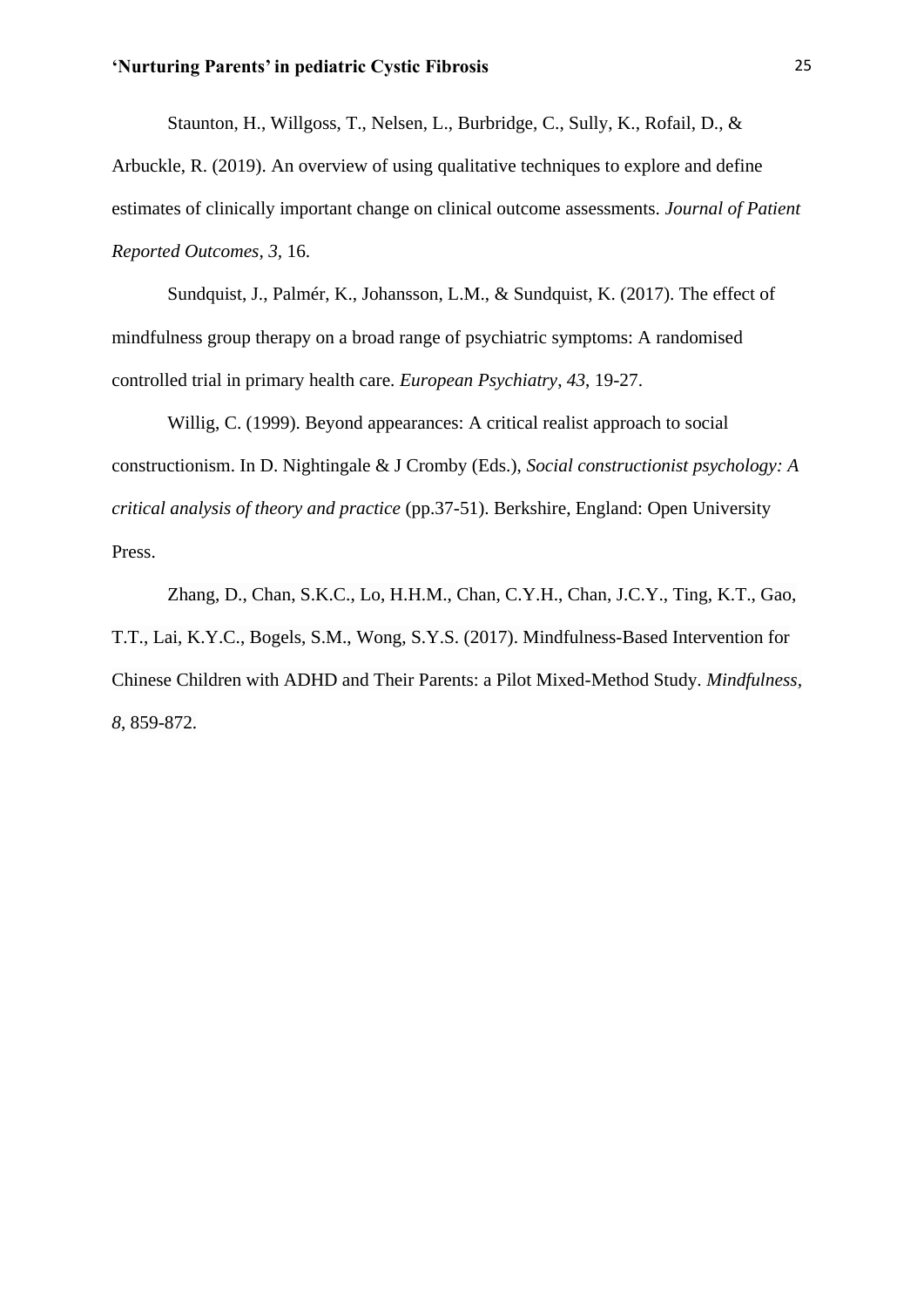Staunton, H., Willgoss, T., Nelsen, L., Burbridge, C., Sully, K., Rofail, D., & Arbuckle, R. (2019). An overview of using qualitative techniques to explore and define estimates of clinically important change on clinical outcome assessments. *Journal of Patient Reported Outcomes, 3,* 16.

Sundquist, J., Palmér, K., Johansson, L.M., & Sundquist, K. (2017). The effect of mindfulness group therapy on a broad range of psychiatric symptoms: A randomised controlled trial in primary health care. *European Psychiatry*, *43*, 19-27.

Willig, C. (1999). Beyond appearances: A critical realist approach to social constructionism. In D. Nightingale & J Cromby (Eds.), *Social constructionist psychology: A critical analysis of theory and practice* (pp.37-51). Berkshire, England: Open University Press.

Zhang, D., Chan, S.K.C., Lo, H.H.M., Chan, C.Y.H., Chan, J.C.Y., Ting, K.T., Gao, T.T., Lai, K.Y.C., Bogels, S.M., Wong, S.Y.S. (2017). Mindfulness-Based Intervention for Chinese Children with ADHD and Their Parents: a Pilot Mixed-Method Study. *Mindfulness, 8*, 859-872.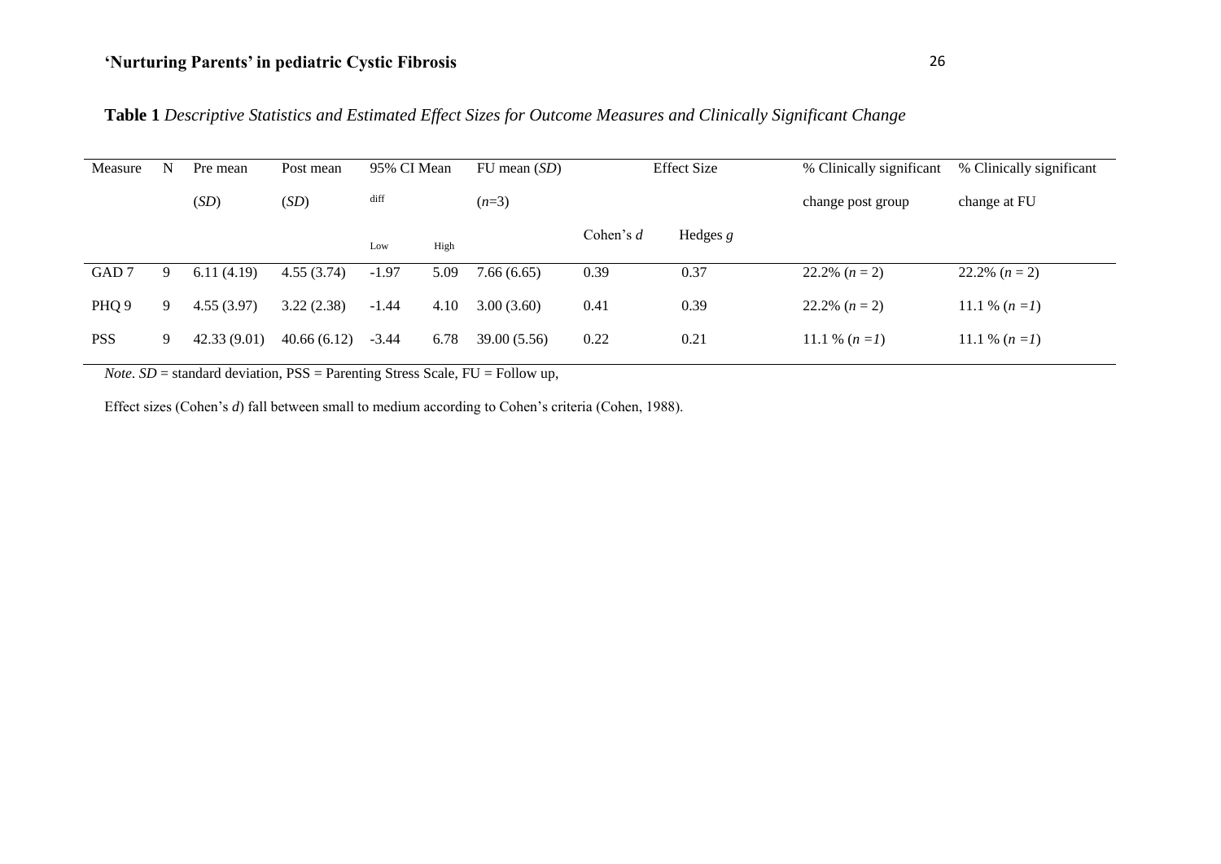**Table 1** *Descriptive Statistics and Estimated Effect Sizes for Outcome Measures and Clinically Significant Change*

| Measure | N | Pre mean (*SD*) | Post mean (*SD*) | 95% CI Mean diff | | FU mean (*SD*) (*n*=3) | Effect Size | | % Clinically significant change post group | % Clinically significant change at FU |
|---|---|---|---|---|---|---|---|---|---|---|
| | | | | Low | High | | Cohen's *d* | Hedges *g* | | |
| GAD 7 | 9 | 6.11 (4.19) | 4.55 (3.74) | -1.97 | 5.09 | 7.66 (6.65) | 0.39 | 0.37 | 22.2% (*n* = 2) | 22.2% (*n* = 2) |
| PHQ 9 | 9 | 4.55 (3.97) | 3.22 (2.38) | -1.44 | 4.10 | 3.00 (3.60) | 0.41 | 0.39 | 22.2% (*n* = 2) | 11.1 % (*n =1*) |
| PSS | 9 | 42.33 (9.01) | 40.66 (6.12) | -3.44 | 6.78 | 39.00 (5.56) | 0.22 | 0.21 | 11.1 % (*n =1*) | 11.1 % (*n =1*) |

*Note*. *SD* = standard deviation, PSS = Parenting Stress Scale, FU = Follow up,

Effect sizes (Cohen's *d*) fall between small to medium according to Cohen's criteria (Cohen, 1988).